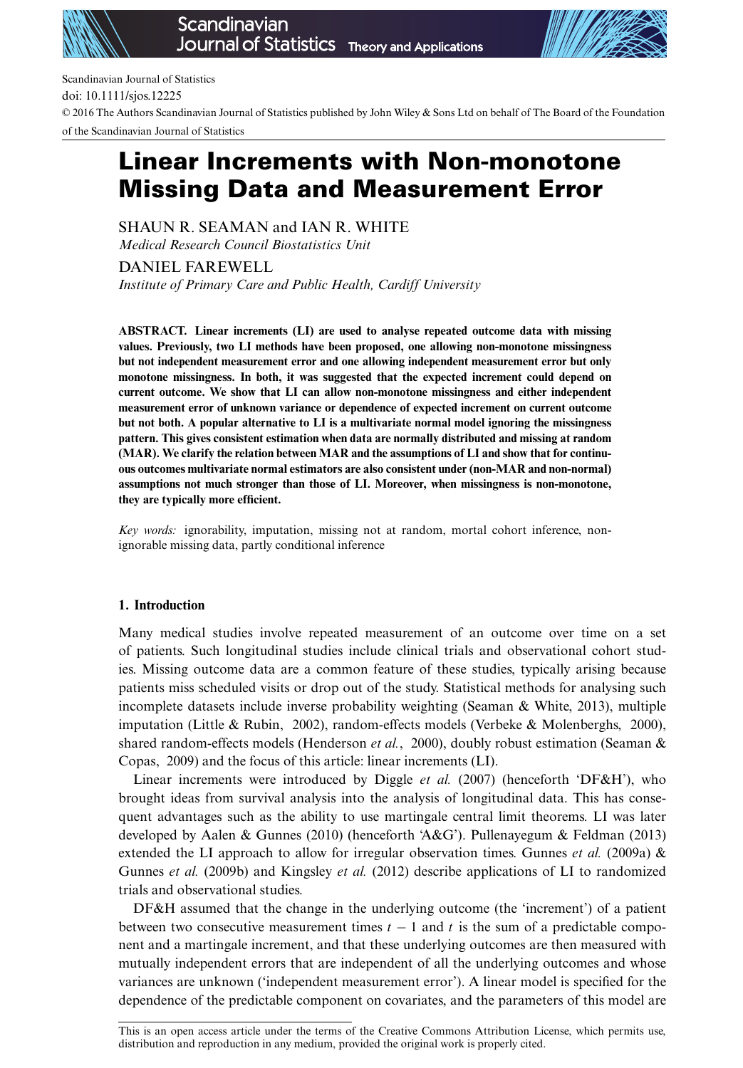Scandinavian Journal of Statistics
doi: 10.1111/sjos.12225
© 2016 The Authors Scandinavian Journal of Statistics published by John Wiley & Sons Ltd on behalf of The Board of the Foundation of the Scandinavian Journal of Statistics

# Linear Increments with Non-monotone Missing Data and Measurement Error

SHAUN R. SEAMAN and IAN R. WHITE
*Medical Research Council Biostatistics Unit*

DANIEL FAREWELL
*Institute of Primary Care and Public Health, Cardiff University*

**ABSTRACT. Linear increments (LI) are used to analyse repeated outcome data with missing values. Previously, two LI methods have been proposed, one allowing non-monotone missingness but not independent measurement error and one allowing independent measurement error but only monotone missingness. In both, it was suggested that the expected increment could depend on current outcome. We show that LI can allow non-monotone missingness and either independent measurement error of unknown variance or dependence of expected increment on current outcome but not both. A popular alternative to LI is a multivariate normal model ignoring the missingness pattern. This gives consistent estimation when data are normally distributed and missing at random (MAR). We clarify the relation between MAR and the assumptions of LI and show that for continuous outcomes multivariate normal estimators are also consistent under (non-MAR and non-normal) assumptions not much stronger than those of LI. Moreover, when missingness is non-monotone, they are typically more efficient.**

*Key words:* ignorability, imputation, missing not at random, mortal cohort inference, non-ignorable missing data, partly conditional inference

## 1. Introduction

Many medical studies involve repeated measurement of an outcome over time on a set of patients. Such longitudinal studies include clinical trials and observational cohort studies. Missing outcome data are a common feature of these studies, typically arising because patients miss scheduled visits or drop out of the study. Statistical methods for analysing such incomplete datasets include inverse probability weighting (Seaman & White, 2013), multiple imputation (Little & Rubin, 2002), random-effects models (Verbeke & Molenberghs, 2000), shared random-effects models (Henderson *et al.*, 2000), doubly robust estimation (Seaman & Copas, 2009) and the focus of this article: linear increments (LI).

Linear increments were introduced by Diggle *et al.* (2007) (henceforth 'DF&H'), who brought ideas from survival analysis into the analysis of longitudinal data. This has consequent advantages such as the ability to use martingale central limit theorems. LI was later developed by Aalen & Gunnes (2010) (henceforth 'A&G'). Pullenayegum & Feldman (2013) extended the LI approach to allow for irregular observation times. Gunnes *et al.* (2009a) & Gunnes *et al.* (2009b) and Kingsley *et al.* (2012) describe applications of LI to randomized trials and observational studies.

DF&H assumed that the change in the underlying outcome (the 'increment') of a patient between two consecutive measurement times $t-1$ and $t$ is the sum of a predictable component and a martingale increment, and that these underlying outcomes are then measured with mutually independent errors that are independent of all the underlying outcomes and whose variances are unknown ('independent measurement error'). A linear model is specified for the dependence of the predictable component on covariates, and the parameters of this model are

This is an open access article under the terms of the Creative Commons Attribution License, which permits use, distribution and reproduction in any medium, provided the original work is properly cited.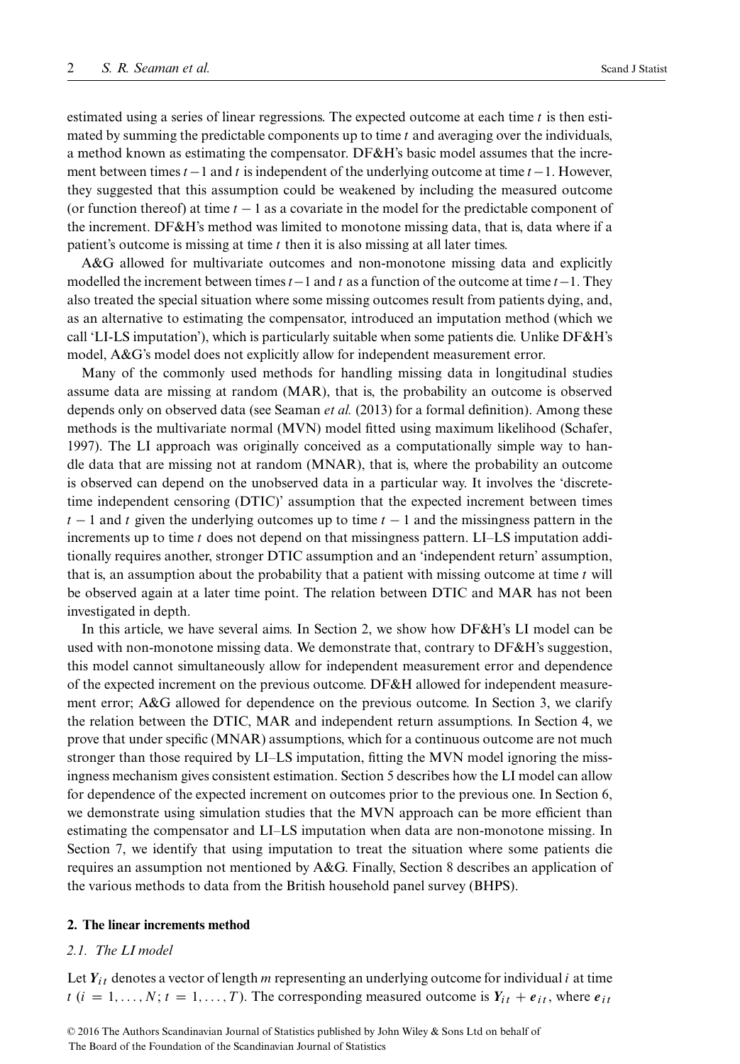estimated using a series of linear regressions. The expected outcome at each time $t$ is then estimated by summing the predictable components up to time $t$ and averaging over the individuals, a method known as estimating the compensator. DF&H's basic model assumes that the increment between times $t-1$ and $t$ is independent of the underlying outcome at time $t-1$. However, they suggested that this assumption could be weakened by including the measured outcome (or function thereof) at time $t-1$ as a covariate in the model for the predictable component of the increment. DF&H's method was limited to monotone missing data, that is, data where if a patient's outcome is missing at time $t$ then it is also missing at all later times.

A&G allowed for multivariate outcomes and non-monotone missing data and explicitly modelled the increment between times $t-1$ and $t$ as a function of the outcome at time $t-1$. They also treated the special situation where some missing outcomes result from patients dying, and, as an alternative to estimating the compensator, introduced an imputation method (which we call 'LI-LS imputation'), which is particularly suitable when some patients die. Unlike DF&H's model, A&G's model does not explicitly allow for independent measurement error.

Many of the commonly used methods for handling missing data in longitudinal studies assume data are missing at random (MAR), that is, the probability an outcome is observed depends only on observed data (see Seaman *et al.* (2013) for a formal definition). Among these methods is the multivariate normal (MVN) model fitted using maximum likelihood (Schafer, 1997). The LI approach was originally conceived as a computationally simple way to handle data that are missing not at random (MNAR), that is, where the probability an outcome is observed can depend on the unobserved data in a particular way. It involves the 'discrete-time independent censoring (DTIC)' assumption that the expected increment between times $t-1$ and $t$ given the underlying outcomes up to time $t-1$ and the missingness pattern in the increments up to time $t$ does not depend on that missingness pattern. LI–LS imputation additionally requires another, stronger DTIC assumption and an 'independent return' assumption, that is, an assumption about the probability that a patient with missing outcome at time $t$ will be observed again at a later time point. The relation between DTIC and MAR has not been investigated in depth.

In this article, we have several aims. In Section 2, we show how DF&H's LI model can be used with non-monotone missing data. We demonstrate that, contrary to DF&H's suggestion, this model cannot simultaneously allow for independent measurement error and dependence of the expected increment on the previous outcome. DF&H allowed for independent measurement error; A&G allowed for dependence on the previous outcome. In Section 3, we clarify the relation between the DTIC, MAR and independent return assumptions. In Section 4, we prove that under specific (MNAR) assumptions, which for a continuous outcome are not much stronger than those required by LI–LS imputation, fitting the MVN model ignoring the missingness mechanism gives consistent estimation. Section 5 describes how the LI model can allow for dependence of the expected increment on outcomes prior to the previous one. In Section 6, we demonstrate using simulation studies that the MVN approach can be more efficient than estimating the compensator and LI–LS imputation when data are non-monotone missing. In Section 7, we identify that using imputation to treat the situation where some patients die requires an assumption not mentioned by A&G. Finally, Section 8 describes an application of the various methods to data from the British household panel survey (BHPS).

## 2. The linear increments method

### 2.1. The LI model

Let $\boldsymbol{Y}_{it}$ denotes a vector of length $m$ representing an underlying outcome for individual $i$ at time $t$ ($i = 1, \ldots, N$; $t = 1, \ldots, T$). The corresponding measured outcome is $\boldsymbol{Y}_{it} + \boldsymbol{e}_{it}$, where $\boldsymbol{e}_{it}$

© 2016 The Authors Scandinavian Journal of Statistics published by John Wiley & Sons Ltd on behalf of The Board of the Foundation of the Scandinavian Journal of Statistics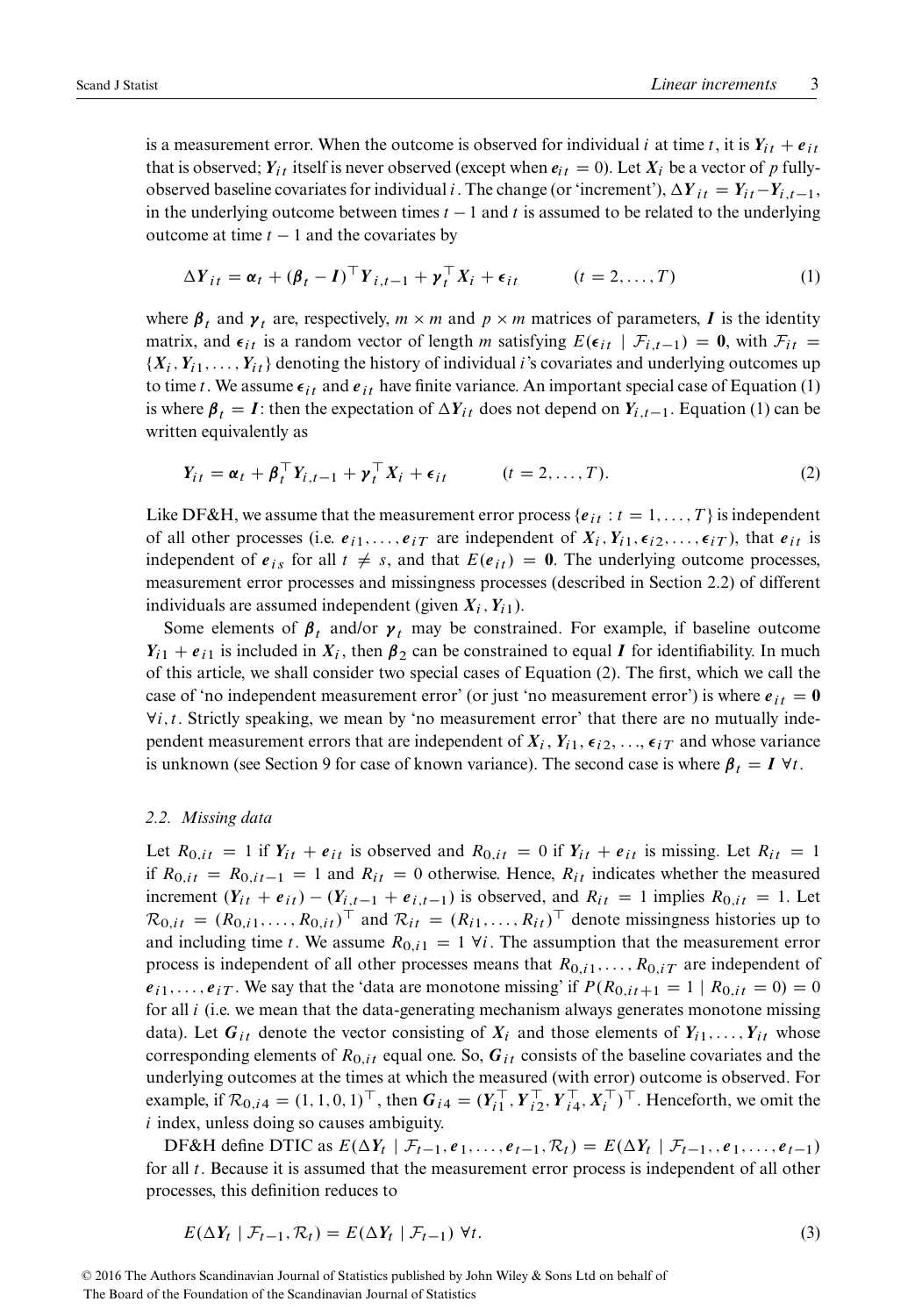is a measurement error. When the outcome is observed for individual $i$ at time $t$, it is $\boldsymbol{Y}_{it} + \boldsymbol{e}_{it}$ that is observed; $\boldsymbol{Y}_{it}$ itself is never observed (except when $\boldsymbol{e}_{it} = 0$). Let $\boldsymbol{X}_i$ be a vector of $p$ fully-observed baseline covariates for individual $i$. The change (or 'increment'), $\Delta \boldsymbol{Y}_{it} = \boldsymbol{Y}_{it} - \boldsymbol{Y}_{i,t-1}$, in the underlying outcome between times $t-1$ and $t$ is assumed to be related to the underlying outcome at time $t-1$ and the covariates by

$$\Delta \boldsymbol{Y}_{it} = \boldsymbol{\alpha}_t + (\boldsymbol{\beta}_t - \boldsymbol{I})^\top \boldsymbol{Y}_{i,t-1} + \boldsymbol{\gamma}_t^\top \boldsymbol{X}_i + \boldsymbol{\epsilon}_{it} \qquad (t = 2, \ldots, T) \tag{1}$$

where $\boldsymbol{\beta}_t$ and $\boldsymbol{\gamma}_t$ are, respectively, $m \times m$ and $p \times m$ matrices of parameters, $\boldsymbol{I}$ is the identity matrix, and $\boldsymbol{\epsilon}_{it}$ is a random vector of length $m$ satisfying $E(\boldsymbol{\epsilon}_{it} \mid \mathcal{F}_{i,t-1}) = \boldsymbol{0}$, with $\mathcal{F}_{it} = \{\boldsymbol{X}_i, \boldsymbol{Y}_{i1}, \ldots, \boldsymbol{Y}_{it}\}$ denoting the history of individual $i$'s covariates and underlying outcomes up to time $t$. We assume $\boldsymbol{\epsilon}_{it}$ and $\boldsymbol{e}_{it}$ have finite variance. An important special case of Equation (1) is where $\boldsymbol{\beta}_t = \boldsymbol{I}$: then the expectation of $\Delta \boldsymbol{Y}_{it}$ does not depend on $\boldsymbol{Y}_{i,t-1}$. Equation (1) can be written equivalently as

$$\boldsymbol{Y}_{it} = \boldsymbol{\alpha}_t + \boldsymbol{\beta}_t^\top \boldsymbol{Y}_{i,t-1} + \boldsymbol{\gamma}_t^\top \boldsymbol{X}_i + \boldsymbol{\epsilon}_{it} \qquad (t = 2, \ldots, T). \tag{2}$$

Like DF&H, we assume that the measurement error process $\{\boldsymbol{e}_{it} : t = 1, \ldots, T\}$ is independent of all other processes (i.e. $\boldsymbol{e}_{i1}, \ldots, \boldsymbol{e}_{iT}$ are independent of $\boldsymbol{X}_i, \boldsymbol{Y}_{i1}, \boldsymbol{\epsilon}_{i2}, \ldots, \boldsymbol{\epsilon}_{iT}$), that $\boldsymbol{e}_{it}$ is independent of $\boldsymbol{e}_{is}$ for all $t \neq s$, and that $E(\boldsymbol{e}_{it}) = \boldsymbol{0}$. The underlying outcome processes, measurement error processes and missingness processes (described in Section 2.2) of different individuals are assumed independent (given $\boldsymbol{X}_i, \boldsymbol{Y}_{i1}$).

Some elements of $\boldsymbol{\beta}_t$ and/or $\boldsymbol{\gamma}_t$ may be constrained. For example, if baseline outcome $\boldsymbol{Y}_{i1} + \boldsymbol{e}_{i1}$ is included in $\boldsymbol{X}_i$, then $\boldsymbol{\beta}_2$ can be constrained to equal $\boldsymbol{I}$ for identifiability. In much of this article, we shall consider two special cases of Equation (2). The first, which we call the case of 'no independent measurement error' (or just 'no measurement error') is where $\boldsymbol{e}_{it} = \boldsymbol{0}$ $\forall i, t$. Strictly speaking, we mean by 'no measurement error' that there are no mutually independent measurement errors that are independent of $\boldsymbol{X}_i, \boldsymbol{Y}_{i1}, \boldsymbol{\epsilon}_{i2}, \ldots, \boldsymbol{\epsilon}_{iT}$ and whose variance is unknown (see Section 9 for case of known variance). The second case is where $\boldsymbol{\beta}_t = \boldsymbol{I}$ $\forall t$.

### 2.2. Missing data

Let $R_{0,it} = 1$ if $\boldsymbol{Y}_{it} + \boldsymbol{e}_{it}$ is observed and $R_{0,it} = 0$ if $\boldsymbol{Y}_{it} + \boldsymbol{e}_{it}$ is missing. Let $R_{it} = 1$ if $R_{0,it} = R_{0,it-1} = 1$ and $R_{it} = 0$ otherwise. Hence, $R_{it}$ indicates whether the measured increment $(\boldsymbol{Y}_{it} + \boldsymbol{e}_{it}) - (\boldsymbol{Y}_{i,t-1} + \boldsymbol{e}_{i,t-1})$ is observed, and $R_{it} = 1$ implies $R_{0,it} = 1$. Let $\mathcal{R}_{0,it} = (R_{0,i1}, \ldots, R_{0,it})^\top$ and $\mathcal{R}_{it} = (R_{i1}, \ldots, R_{it})^\top$ denote missingness histories up to and including time $t$. We assume $R_{0,i1} = 1$ $\forall i$. The assumption that the measurement error process is independent of all other processes means that $R_{0,i1}, \ldots, R_{0,iT}$ are independent of $\boldsymbol{e}_{i1}, \ldots, \boldsymbol{e}_{iT}$. We say that the 'data are monotone missing' if $P(R_{0,it+1} = 1 \mid R_{0,it} = 0) = 0$ for all $i$ (i.e. we mean that the data-generating mechanism always generates monotone missing data). Let $\boldsymbol{G}_{it}$ denote the vector consisting of $\boldsymbol{X}_i$ and those elements of $\boldsymbol{Y}_{i1}, \ldots, \boldsymbol{Y}_{it}$ whose corresponding elements of $R_{0,it}$ equal one. So, $\boldsymbol{G}_{it}$ consists of the baseline covariates and the underlying outcomes at the times at which the measured (with error) outcome is observed. For example, if $\mathcal{R}_{0,i4} = (1, 1, 0, 1)^\top$, then $\boldsymbol{G}_{i4} = (\boldsymbol{Y}_{i1}^\top, \boldsymbol{Y}_{i2}^\top, \boldsymbol{Y}_{i4}^\top, \boldsymbol{X}_i^\top)^\top$. Henceforth, we omit the $i$ index, unless doing so causes ambiguity.

DF&H define DTIC as $E(\Delta \boldsymbol{Y}_t \mid \mathcal{F}_{t-1}, \boldsymbol{e}_1, \ldots, \boldsymbol{e}_{t-1}, \mathcal{R}_t) = E(\Delta \boldsymbol{Y}_t \mid \mathcal{F}_{t-1}, , \boldsymbol{e}_1, \ldots, \boldsymbol{e}_{t-1})$ for all $t$. Because it is assumed that the measurement error process is independent of all other processes, this definition reduces to

$$E(\Delta \boldsymbol{Y}_t \mid \mathcal{F}_{t-1}, \mathcal{R}_t) = E(\Delta \boldsymbol{Y}_t \mid \mathcal{F}_{t-1}) \;\forall t. \tag{3}$$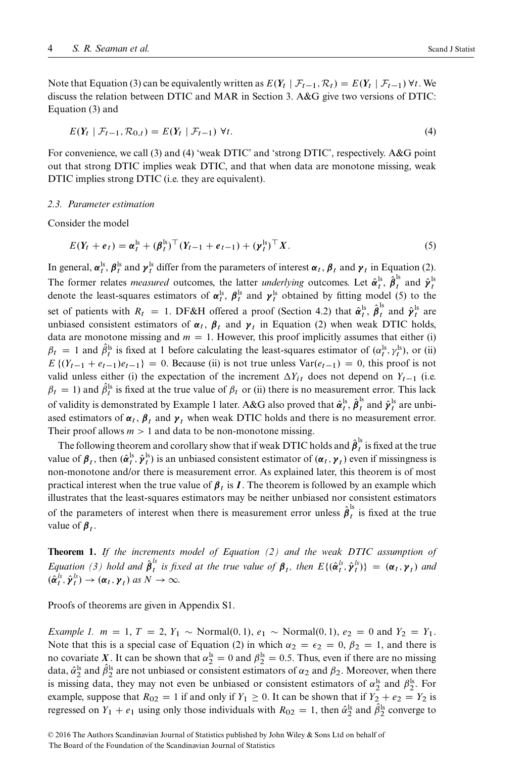Note that Equation (3) can be equivalently written as $E(\boldsymbol{Y}_t \mid \mathcal{F}_{t-1}, \mathcal{R}_t) = E(\boldsymbol{Y}_t \mid \mathcal{F}_{t-1})\ \forall t$. We discuss the relation between DTIC and MAR in Section 3. A&G give two versions of DTIC: Equation (3) and

$$E(\boldsymbol{Y}_t \mid \mathcal{F}_{t-1}, \mathcal{R}_{0,t}) = E(\boldsymbol{Y}_t \mid \mathcal{F}_{t-1})\ \forall t. \tag{4}$$

For convenience, we call (3) and (4) 'weak DTIC' and 'strong DTIC', respectively. A&G point out that strong DTIC implies weak DTIC, and that when data are monotone missing, weak DTIC implies strong DTIC (i.e. they are equivalent).

### 2.3. Parameter estimation

Consider the model

$$E(\boldsymbol{Y}_t + \boldsymbol{e}_t) = \boldsymbol{\alpha}_t^{\text{ls}} + (\boldsymbol{\beta}_t^{\text{ls}})^\top (\boldsymbol{Y}_{t-1} + \boldsymbol{e}_{t-1}) + (\boldsymbol{\gamma}_t^{\text{ls}})^\top \boldsymbol{X}. \tag{5}$$

In general, $\boldsymbol{\alpha}_t^{\text{ls}}$, $\boldsymbol{\beta}_t^{\text{ls}}$ and $\boldsymbol{\gamma}_t^{\text{ls}}$ differ from the parameters of interest $\boldsymbol{\alpha}_t$, $\boldsymbol{\beta}_t$ and $\boldsymbol{\gamma}_t$ in Equation (2). The former relates *measured* outcomes, the latter *underlying* outcomes. Let $\hat{\boldsymbol{\alpha}}_t^{\text{ls}}$, $\hat{\boldsymbol{\beta}}_t^{\text{ls}}$ and $\hat{\boldsymbol{\gamma}}_t^{\text{ls}}$ denote the least-squares estimators of $\boldsymbol{\alpha}_t^{\text{ls}}$, $\boldsymbol{\beta}_t^{\text{ls}}$ and $\boldsymbol{\gamma}_t^{\text{ls}}$ obtained by fitting model (5) to the set of patients with $R_t = 1$. DF&H offered a proof (Section 4.2) that $\hat{\boldsymbol{\alpha}}_t^{\text{ls}}$, $\hat{\boldsymbol{\beta}}_t^{\text{ls}}$ and $\hat{\boldsymbol{\gamma}}_t^{\text{ls}}$ are unbiased consistent estimators of $\boldsymbol{\alpha}_t$, $\boldsymbol{\beta}_t$ and $\boldsymbol{\gamma}_t$ in Equation (2) when weak DTIC holds, data are monotone missing and $m = 1$. However, this proof implicitly assumes that either (i) $\beta_t = 1$ and $\hat{\beta}_t^{\text{ls}}$ is fixed at 1 before calculating the least-squares estimator of $(\alpha_t^{\text{ls}}, \gamma_t^{\text{ls}})$, or (ii) $E\{(Y_{t-1} + e_{t-1})e_{t-1}\} = 0$. Because (ii) is not true unless $\text{Var}(e_{t-1}) = 0$, this proof is not valid unless either (i) the expectation of the increment $\Delta Y_{it}$ does not depend on $Y_{t-1}$ (i.e. $\beta_t = 1$) and $\hat{\beta}_t^{\text{ls}}$ is fixed at the true value of $\beta_t$ or (ii) there is no measurement error. This lack of validity is demonstrated by Example 1 later. A&G also proved that $\hat{\boldsymbol{\alpha}}_t^{\text{ls}}$, $\hat{\boldsymbol{\beta}}_t^{\text{ls}}$ and $\hat{\boldsymbol{\gamma}}_t^{\text{ls}}$ are unbiased estimators of $\boldsymbol{\alpha}_t$, $\boldsymbol{\beta}_t$ and $\boldsymbol{\gamma}_t$ when weak DTIC holds and there is no measurement error. Their proof allows $m > 1$ and data to be non-monotone missing.

The following theorem and corollary show that if weak DTIC holds and $\hat{\boldsymbol{\beta}}_t^{\text{ls}}$ is fixed at the true value of $\boldsymbol{\beta}_t$, then $(\hat{\boldsymbol{\alpha}}_t^{\text{ls}}, \hat{\boldsymbol{\gamma}}_t^{\text{ls}})$ is an unbiased consistent estimator of $(\boldsymbol{\alpha}_t, \boldsymbol{\gamma}_t)$ even if missingness is non-monotone and/or there is measurement error. As explained later, this theorem is of most practical interest when the true value of $\boldsymbol{\beta}_t$ is $\boldsymbol{I}$. The theorem is followed by an example which illustrates that the least-squares estimators may be neither unbiased nor consistent estimators of the parameters of interest when there is measurement error unless $\hat{\boldsymbol{\beta}}_t^{\text{ls}}$ is fixed at the true value of $\boldsymbol{\beta}_t$.

**Theorem 1.** *If the increments model of Equation (2) and the weak DTIC assumption of Equation (3) hold and $\hat{\boldsymbol{\beta}}_t^{ls}$ is fixed at the true value of $\boldsymbol{\beta}_t$, then $E\{(\hat{\boldsymbol{\alpha}}_t^{ls}, \hat{\boldsymbol{\gamma}}_t^{ls})\} = (\boldsymbol{\alpha}_t, \boldsymbol{\gamma}_t)$ and $(\hat{\boldsymbol{\alpha}}_t^{ls}, \hat{\boldsymbol{\gamma}}_t^{ls}) \rightarrow (\boldsymbol{\alpha}_t, \boldsymbol{\gamma}_t)$ as $N \rightarrow \infty$.*

Proofs of theorems are given in Appendix S1.

*Example 1.* $m = 1$, $T = 2$, $Y_1 \sim \text{Normal}(0, 1)$, $e_1 \sim \text{Normal}(0, 1)$, $e_2 = 0$ and $Y_2 = Y_1$. Note that this is a special case of Equation (2) in which $\alpha_2 = \epsilon_2 = 0$, $\beta_2 = 1$, and there is no covariate $\boldsymbol{X}$. It can be shown that $\alpha_2^{\text{ls}} = 0$ and $\beta_2^{\text{ls}} = 0.5$. Thus, even if there are no missing data, $\hat{\alpha}_2^{\text{ls}}$ and $\hat{\beta}_2^{\text{ls}}$ are not unbiased or consistent estimators of $\alpha_2$ and $\beta_2$. Moreover, when there is missing data, they may not even be unbiased or consistent estimators of $\alpha_2^{\text{ls}}$ and $\beta_2^{\text{ls}}$. For example, suppose that $R_{02} = 1$ if and only if $Y_1 \geq 0$. It can be shown that if $Y_2 + e_2 = Y_2$ is regressed on $Y_1 + e_1$ using only those individuals with $R_{02} = 1$, then $\hat{\alpha}_2^{\text{ls}}$ and $\hat{\beta}_2^{\text{ls}}$ converge to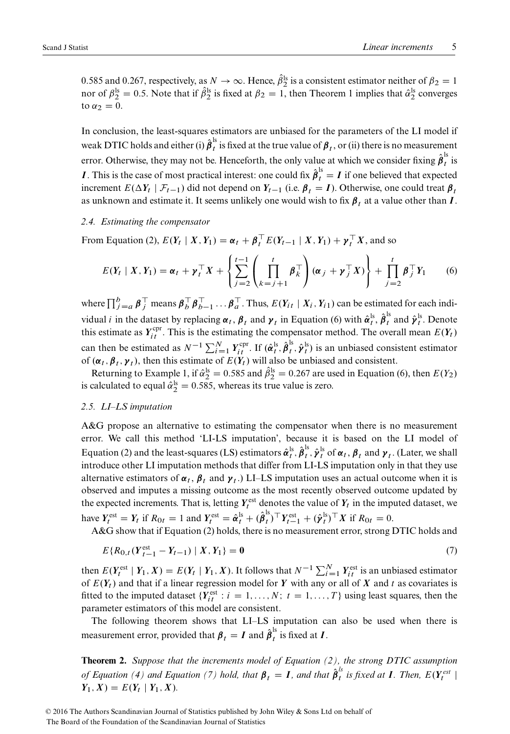0.585 and 0.267, respectively, as $N \to \infty$. Hence, $\hat{\beta}_2^{\text{ls}}$ is a consistent estimator neither of $\beta_2 = 1$ nor of $\beta_2^{\text{ls}} = 0.5$. Note that if $\hat{\beta}_2^{\text{ls}}$ is fixed at $\beta_2 = 1$, then Theorem 1 implies that $\hat{\alpha}_2^{\text{ls}}$ converges to $\alpha_2 = 0$.

In conclusion, the least-squares estimators are unbiased for the parameters of the LI model if weak DTIC holds and either (i) $\hat{\boldsymbol{\beta}}_t^{\text{ls}}$ is fixed at the true value of $\boldsymbol{\beta}_t$, or (ii) there is no measurement error. Otherwise, they may not be. Henceforth, the only value at which we consider fixing $\hat{\boldsymbol{\beta}}_t^{\text{ls}}$ is $\boldsymbol{I}$. This is the case of most practical interest: one could fix $\hat{\boldsymbol{\beta}}_t^{\text{ls}} = \boldsymbol{I}$ if one believed that expected increment $E(\Delta \boldsymbol{Y}_t \mid \mathcal{F}_{t-1})$ did not depend on $\boldsymbol{Y}_{t-1}$ (i.e. $\boldsymbol{\beta}_t = \boldsymbol{I}$). Otherwise, one could treat $\boldsymbol{\beta}_t$ as unknown and estimate it. It seems unlikely one would wish to fix $\boldsymbol{\beta}_t$ at a value other than $\boldsymbol{I}$.

### 2.4. Estimating the compensator

From Equation (2), $E(\boldsymbol{Y}_t \mid \boldsymbol{X}, \boldsymbol{Y}_1) = \boldsymbol{\alpha}_t + \boldsymbol{\beta}_t^\top E(\boldsymbol{Y}_{t-1} \mid \boldsymbol{X}, \boldsymbol{Y}_1) + \boldsymbol{\gamma}_t^\top \boldsymbol{X}$, and so

$$E(\boldsymbol{Y}_t \mid \boldsymbol{X}, \boldsymbol{Y}_1) = \boldsymbol{\alpha}_t + \boldsymbol{\gamma}_t^\top \boldsymbol{X} + \left\{ \sum_{j=2}^{t-1} \left( \prod_{k=j+1}^{t} \boldsymbol{\beta}_k^\top \right) (\boldsymbol{\alpha}_j + \boldsymbol{\gamma}_j^\top \boldsymbol{X}) \right\} + \prod_{j=2}^{t} \boldsymbol{\beta}_j^\top \boldsymbol{Y}_1 \tag{6}$$

where $\prod_{j=a}^{b} \boldsymbol{\beta}_j^\top$ means $\boldsymbol{\beta}_b^\top \boldsymbol{\beta}_{b-1}^\top \ldots \boldsymbol{\beta}_a^\top$. Thus, $E(\boldsymbol{Y}_{it} \mid \boldsymbol{X}_i, \boldsymbol{Y}_{i1})$ can be estimated for each individual $i$ in the dataset by replacing $\boldsymbol{\alpha}_t$, $\boldsymbol{\beta}_t$ and $\boldsymbol{\gamma}_t$ in Equation (6) with $\hat{\boldsymbol{\alpha}}_t^{\text{ls}}$, $\hat{\boldsymbol{\beta}}_t^{\text{ls}}$ and $\hat{\boldsymbol{\gamma}}_t^{\text{ls}}$. Denote this estimate as $\boldsymbol{Y}_{it}^{\text{cpr}}$. This is the estimating the compensator method. The overall mean $E(\boldsymbol{Y}_t)$ can then be estimated as $N^{-1} \sum_{i=1}^{N} \boldsymbol{Y}_{it}^{\text{cpr}}$. If $(\hat{\boldsymbol{\alpha}}_t^{\text{ls}}, \hat{\boldsymbol{\beta}}_t^{\text{ls}}, \hat{\boldsymbol{\gamma}}_t^{\text{ls}})$ is an unbiased consistent estimator of $(\boldsymbol{\alpha}_t, \boldsymbol{\beta}_t, \boldsymbol{\gamma}_t)$, then this estimate of $E(\boldsymbol{Y}_t)$ will also be unbiased and consistent.

Returning to Example 1, if $\hat{\alpha}_2^{\text{ls}} = 0.585$ and $\hat{\beta}_2^{\text{ls}} = 0.267$ are used in Equation (6), then $E(Y_2)$ is calculated to equal $\hat{\alpha}_2^{\text{ls}} = 0.585$, whereas its true value is zero.

### 2.5. LI–LS imputation

A&G propose an alternative to estimating the compensator when there is no measurement error. We call this method 'LI-LS imputation', because it is based on the LI model of Equation (2) and the least-squares (LS) estimators $\hat{\boldsymbol{\alpha}}_t^{\text{ls}}, \hat{\boldsymbol{\beta}}_t^{\text{ls}}, \hat{\boldsymbol{\gamma}}_t^{\text{ls}}$ of $\boldsymbol{\alpha}_t$, $\boldsymbol{\beta}_t$ and $\boldsymbol{\gamma}_t$. (Later, we shall introduce other LI imputation methods that differ from LI-LS imputation only in that they use alternative estimators of $\boldsymbol{\alpha}_t$, $\boldsymbol{\beta}_t$ and $\boldsymbol{\gamma}_t$.) LI–LS imputation uses an actual outcome when it is observed and imputes a missing outcome as the most recently observed outcome updated by the expected increments. That is, letting $\boldsymbol{Y}_t^{\text{est}}$ denotes the value of $\boldsymbol{Y}_t$ in the imputed dataset, we have $\boldsymbol{Y}_t^{\text{est}} = \boldsymbol{Y}_t$ if $R_{0t} = 1$ and $\boldsymbol{Y}_t^{\text{est}} = \hat{\boldsymbol{\alpha}}_t^{\text{ls}} + (\hat{\boldsymbol{\beta}}_t^{\text{ls}})^\top \boldsymbol{Y}_{t-1}^{\text{est}} + (\hat{\boldsymbol{\gamma}}_t^{\text{ls}})^\top \boldsymbol{X}$ if $R_{0t} = 0$.

A&G show that if Equation (2) holds, there is no measurement error, strong DTIC holds and

$$E\{R_{0,t}(\boldsymbol{Y}_{t-1}^{\text{est}} - \boldsymbol{Y}_{t-1}) \mid \boldsymbol{X}, \boldsymbol{Y}_1\} = \boldsymbol{0} \tag{7}$$

then $E(\boldsymbol{Y}_t^{\text{est}} \mid \boldsymbol{Y}_1, \boldsymbol{X}) = E(\boldsymbol{Y}_t \mid \boldsymbol{Y}_1, \boldsymbol{X})$. It follows that $N^{-1} \sum_{i=1}^{N} \boldsymbol{Y}_{it}^{\text{est}}$ is an unbiased estimator of $E(\boldsymbol{Y}_t)$ and that if a linear regression model for $\boldsymbol{Y}$ with any or all of $\boldsymbol{X}$ and $t$ as covariates is fitted to the imputed dataset $\{\boldsymbol{Y}_{it}^{\text{est}} : i = 1, \ldots, N;\ t = 1, \ldots, T\}$ using least squares, then the parameter estimators of this model are consistent.

The following theorem shows that LI–LS imputation can also be used when there is measurement error, provided that $\boldsymbol{\beta}_t = \boldsymbol{I}$ and $\hat{\boldsymbol{\beta}}_t^{\text{ls}}$ is fixed at $\boldsymbol{I}$.

**Theorem 2.** *Suppose that the increments model of Equation (2), the strong DTIC assumption of Equation (4) and Equation (7) hold, that $\boldsymbol{\beta}_t = \boldsymbol{I}$, and that $\hat{\boldsymbol{\beta}}_t^{ls}$ is fixed at $\boldsymbol{I}$. Then, $E(\boldsymbol{Y}_t^{est} \mid \boldsymbol{Y}_1, \boldsymbol{X}) = E(\boldsymbol{Y}_t \mid \boldsymbol{Y}_1, \boldsymbol{X})$.*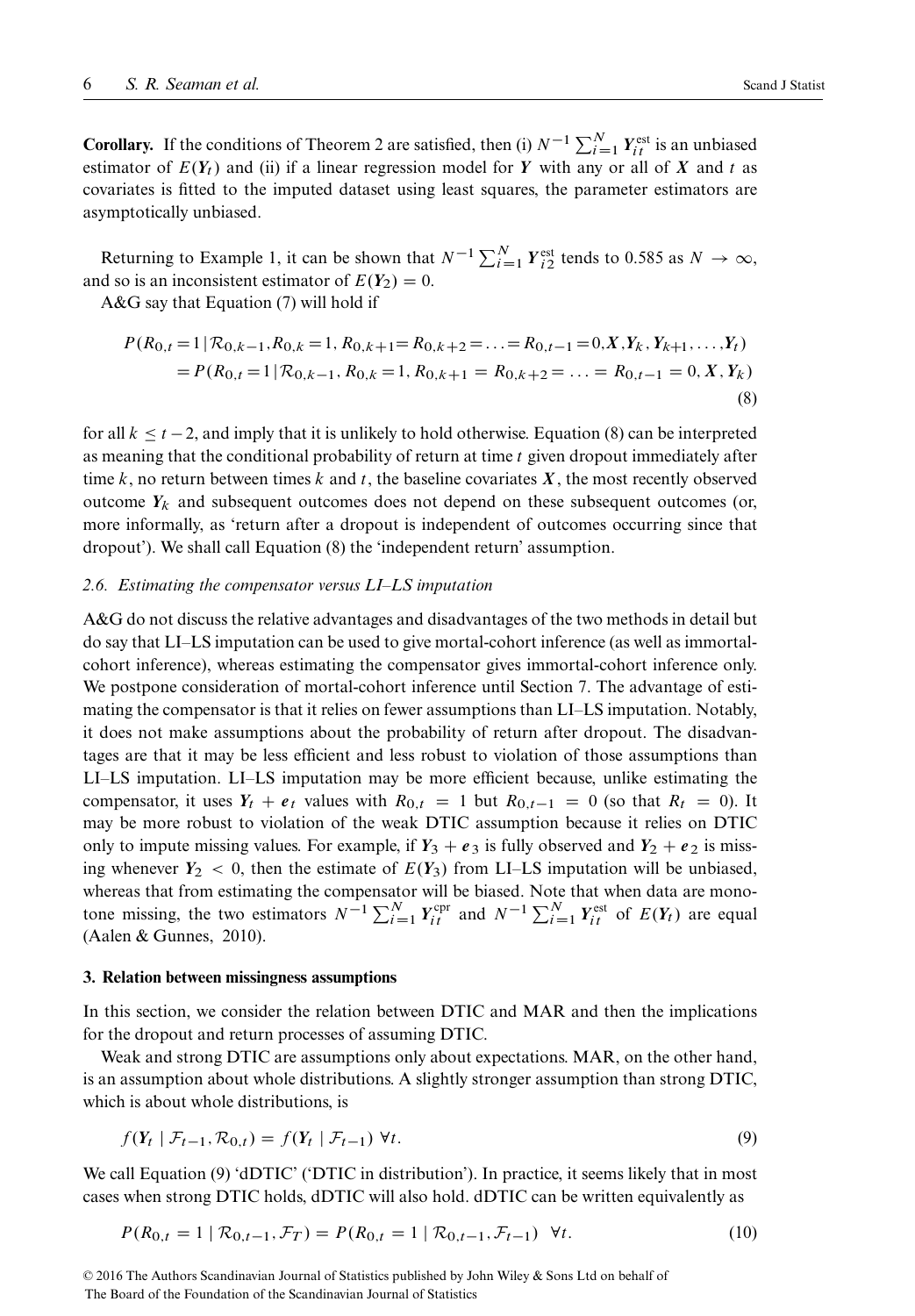**Corollary.** If the conditions of Theorem 2 are satisfied, then (i) $N^{-1}\sum_{i=1}^{N} \boldsymbol{Y}_{it}^{\text{est}}$ is an unbiased estimator of $E(\boldsymbol{Y}_t)$ and (ii) if a linear regression model for $\boldsymbol{Y}$ with any or all of $\boldsymbol{X}$ and $t$ as covariates is fitted to the imputed dataset using least squares, the parameter estimators are asymptotically unbiased.

Returning to Example 1, it can be shown that $N^{-1}\sum_{i=1}^{N} \boldsymbol{Y}_{i2}^{\text{est}}$ tends to 0.585 as $N \to \infty$, and so is an inconsistent estimator of $E(\boldsymbol{Y}_2) = 0$.

A&G say that Equation (7) will hold if

$$
\begin{aligned}
P(R_{0,t}=1 \mid \mathcal{R}_{0,k-1}, R_{0,k}=1, R_{0,k+1}=R_{0,k+2}=\ldots=R_{0,t-1}=0, \boldsymbol{X}, \boldsymbol{Y}_k, \boldsymbol{Y}_{k+1}, \ldots, \boldsymbol{Y}_t) \\
= P(R_{0,t}=1 \mid \mathcal{R}_{0,k-1}, R_{0,k}=1, R_{0,k+1}=R_{0,k+2}=\ldots=R_{0,t-1}=0, \boldsymbol{X}, \boldsymbol{Y}_k)
\end{aligned} \tag{8}
$$

for all $k \le t-2$, and imply that it is unlikely to hold otherwise. Equation (8) can be interpreted as meaning that the conditional probability of return at time $t$ given dropout immediately after time $k$, no return between times $k$ and $t$, the baseline covariates $\boldsymbol{X}$, the most recently observed outcome $\boldsymbol{Y}_k$ and subsequent outcomes does not depend on these subsequent outcomes (or, more informally, as 'return after a dropout is independent of outcomes occurring since that dropout'). We shall call Equation (8) the 'independent return' assumption.

### *2.6. Estimating the compensator versus LI–LS imputation*

A&G do not discuss the relative advantages and disadvantages of the two methods in detail but do say that LI–LS imputation can be used to give mortal-cohort inference (as well as immortal-cohort inference), whereas estimating the compensator gives immortal-cohort inference only. We postpone consideration of mortal-cohort inference until Section 7. The advantage of estimating the compensator is that it relies on fewer assumptions than LI–LS imputation. Notably, it does not make assumptions about the probability of return after dropout. The disadvantages are that it may be less efficient and less robust to violation of those assumptions than LI–LS imputation. LI–LS imputation may be more efficient because, unlike estimating the compensator, it uses $\boldsymbol{Y}_t + \boldsymbol{e}_t$ values with $R_{0,t} = 1$ but $R_{0,t-1} = 0$ (so that $R_t = 0$). It may be more robust to violation of the weak DTIC assumption because it relies on DTIC only to impute missing values. For example, if $\boldsymbol{Y}_3 + \boldsymbol{e}_3$ is fully observed and $\boldsymbol{Y}_2 + \boldsymbol{e}_2$ is missing whenever $\boldsymbol{Y}_2 < 0$, then the estimate of $E(\boldsymbol{Y}_3)$ from LI–LS imputation will be unbiased, whereas that from estimating the compensator will be biased. Note that when data are monotone missing, the two estimators $N^{-1}\sum_{i=1}^{N} \boldsymbol{Y}_{it}^{\text{cpr}}$ and $N^{-1}\sum_{i=1}^{N} \boldsymbol{Y}_{it}^{\text{est}}$ of $E(\boldsymbol{Y}_t)$ are equal (Aalen & Gunnes, 2010).

## 3. Relation between missingness assumptions

In this section, we consider the relation between DTIC and MAR and then the implications for the dropout and return processes of assuming DTIC.

Weak and strong DTIC are assumptions only about expectations. MAR, on the other hand, is an assumption about whole distributions. A slightly stronger assumption than strong DTIC, which is about whole distributions, is

$$
f(\boldsymbol{Y}_t \mid \mathcal{F}_{t-1}, \mathcal{R}_{0,t}) = f(\boldsymbol{Y}_t \mid \mathcal{F}_{t-1}) \ \forall t. \tag{9}
$$

We call Equation (9) 'dDTIC' ('DTIC in distribution'). In practice, it seems likely that in most cases when strong DTIC holds, dDTIC will also hold. dDTIC can be written equivalently as

$$
P(R_{0,t} = 1 \mid \mathcal{R}_{0,t-1}, \mathcal{F}_T) = P(R_{0,t} = 1 \mid \mathcal{R}_{0,t-1}, \mathcal{F}_{t-1}) \ \ \forall t. \tag{10}
$$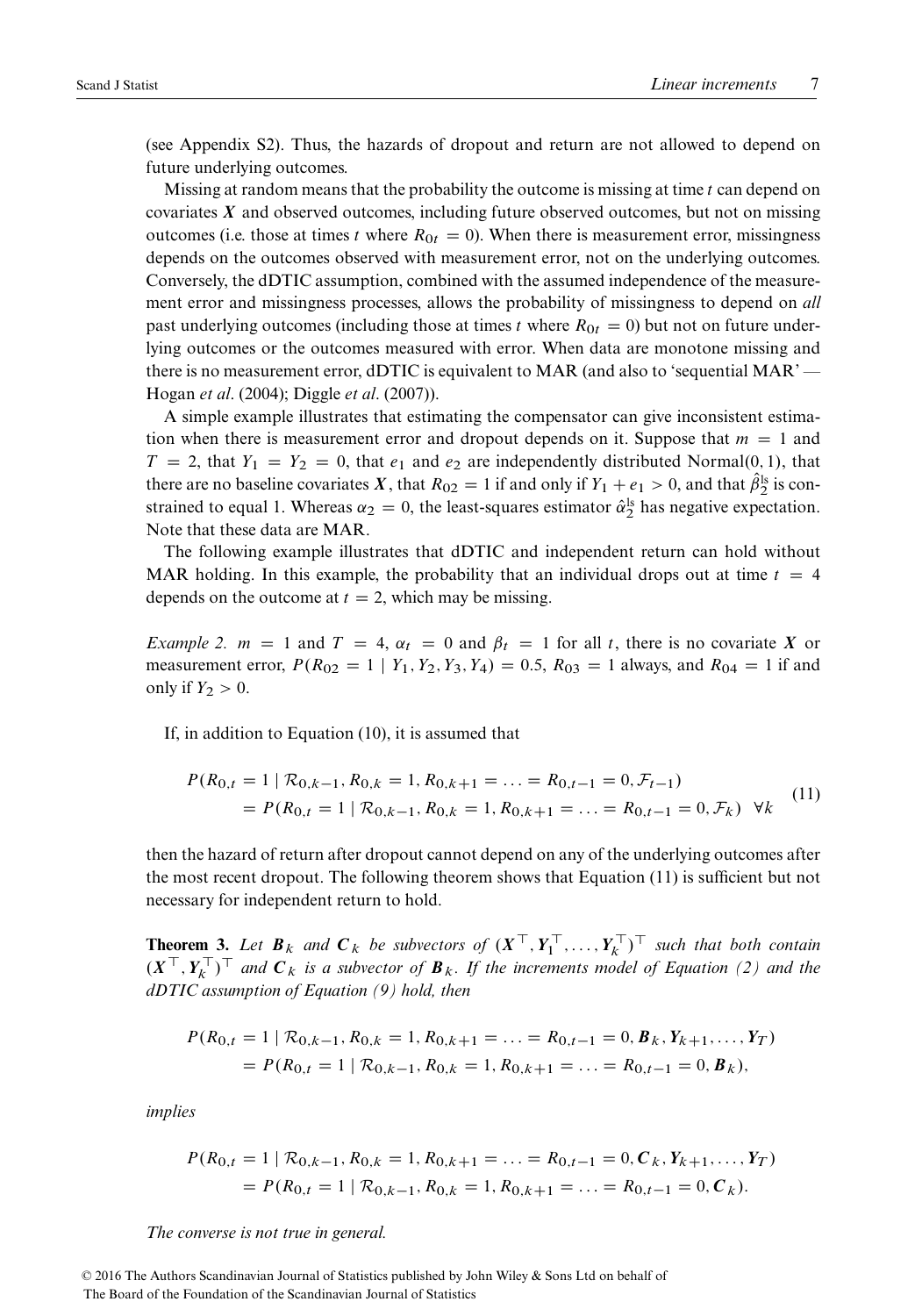(see Appendix S2). Thus, the hazards of dropout and return are not allowed to depend on future underlying outcomes.

Missing at random means that the probability the outcome is missing at time $t$ can depend on covariates $\boldsymbol{X}$ and observed outcomes, including future observed outcomes, but not on missing outcomes (i.e. those at times $t$ where $R_{0t} = 0$). When there is measurement error, missingness depends on the outcomes observed with measurement error, not on the underlying outcomes. Conversely, the dDTIC assumption, combined with the assumed independence of the measurement error and missingness processes, allows the probability of missingness to depend on *all* past underlying outcomes (including those at times $t$ where $R_{0t} = 0$) but not on future underlying outcomes or the outcomes measured with error. When data are monotone missing and there is no measurement error, dDTIC is equivalent to MAR (and also to 'sequential MAR' — Hogan *et al*. (2004); Diggle *et al*. (2007)).

A simple example illustrates that estimating the compensator can give inconsistent estimation when there is measurement error and dropout depends on it. Suppose that $m = 1$ and $T = 2$, that $Y_1 = Y_2 = 0$, that $e_1$ and $e_2$ are independently distributed Normal(0, 1), that there are no baseline covariates $\boldsymbol{X}$, that $R_{02} = 1$ if and only if $Y_1 + e_1 > 0$, and that $\hat{\beta}_2^{\text{ls}}$ is constrained to equal 1. Whereas $\alpha_2 = 0$, the least-squares estimator $\hat{\alpha}_2^{\text{ls}}$ has negative expectation. Note that these data are MAR.

The following example illustrates that dDTIC and independent return can hold without MAR holding. In this example, the probability that an individual drops out at time $t = 4$ depends on the outcome at $t = 2$, which may be missing.

*Example 2.* $m = 1$ and $T = 4$, $\alpha_t = 0$ and $\beta_t = 1$ for all $t$, there is no covariate $\boldsymbol{X}$ or measurement error, $P(R_{02} = 1 \mid Y_1, Y_2, Y_3, Y_4) = 0.5$, $R_{03} = 1$ always, and $R_{04} = 1$ if and only if $Y_2 > 0$.

If, in addition to Equation (10), it is assumed that

$$
\begin{aligned}
&P(R_{0,t} = 1 \mid \mathcal{R}_{0,k-1}, R_{0,k} = 1, R_{0,k+1} = \ldots = R_{0,t-1} = 0, \mathcal{F}_{t-1}) \\
&\quad = P(R_{0,t} = 1 \mid \mathcal{R}_{0,k-1}, R_{0,k} = 1, R_{0,k+1} = \ldots = R_{0,t-1} = 0, \mathcal{F}_k) \;\; \forall k
\end{aligned}
\tag{11}
$$

then the hazard of return after dropout cannot depend on any of the underlying outcomes after the most recent dropout. The following theorem shows that Equation (11) is sufficient but not necessary for independent return to hold.

**Theorem 3.** *Let $\boldsymbol{B}_k$ and $\boldsymbol{C}_k$ be subvectors of $(\boldsymbol{X}^\top, \boldsymbol{Y}_1^\top, \ldots, \boldsymbol{Y}_k^\top)^\top$ such that both contain $(\boldsymbol{X}^\top, \boldsymbol{Y}_k^\top)^\top$ and $\boldsymbol{C}_k$ is a subvector of $\boldsymbol{B}_k$. If the increments model of Equation (2) and the dDTIC assumption of Equation (9) hold, then*

$$
\begin{aligned}
&P(R_{0,t} = 1 \mid \mathcal{R}_{0,k-1}, R_{0,k} = 1, R_{0,k+1} = \ldots = R_{0,t-1} = 0, \boldsymbol{B}_k, \boldsymbol{Y}_{k+1}, \ldots, \boldsymbol{Y}_T) \\
&\quad = P(R_{0,t} = 1 \mid \mathcal{R}_{0,k-1}, R_{0,k} = 1, R_{0,k+1} = \ldots = R_{0,t-1} = 0, \boldsymbol{B}_k),
\end{aligned}
$$

*implies*

$$
\begin{aligned}
&P(R_{0,t} = 1 \mid \mathcal{R}_{0,k-1}, R_{0,k} = 1, R_{0,k+1} = \ldots = R_{0,t-1} = 0, \boldsymbol{C}_k, \boldsymbol{Y}_{k+1}, \ldots, \boldsymbol{Y}_T) \\
&\quad = P(R_{0,t} = 1 \mid \mathcal{R}_{0,k-1}, R_{0,k} = 1, R_{0,k+1} = \ldots = R_{0,t-1} = 0, \boldsymbol{C}_k).
\end{aligned}
$$

*The converse is not true in general.*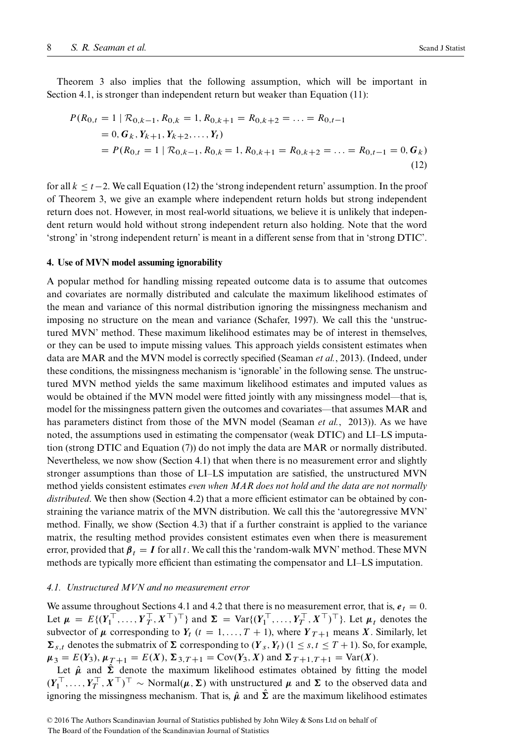Theorem 3 also implies that the following assumption, which will be important in Section 4.1, is stronger than independent return but weaker than Equation (11):

$$
\begin{aligned}
P(R_{0,t} = 1 \mid \mathcal{R}_{0,k-1}, R_{0,k} = 1, R_{0,k+1} = R_{0,k+2} = \ldots = R_{0,t-1} \\
= 0, \boldsymbol{G}_k, \boldsymbol{Y}_{k+1}, \boldsymbol{Y}_{k+2}, \ldots, \boldsymbol{Y}_t) \\
= P(R_{0,t} = 1 \mid \mathcal{R}_{0,k-1}, R_{0,k} = 1, R_{0,k+1} = R_{0,k+2} = \ldots = R_{0,t-1} = 0, \boldsymbol{G}_k)
\end{aligned}
\tag{12}
$$

for all $k \leq t-2$. We call Equation (12) the 'strong independent return' assumption. In the proof of Theorem 3, we give an example where independent return holds but strong independent return does not. However, in most real-world situations, we believe it is unlikely that independent return would hold without strong independent return also holding. Note that the word 'strong' in 'strong independent return' is meant in a different sense from that in 'strong DTIC'.

## 4. Use of MVN model assuming ignorability

A popular method for handling missing repeated outcome data is to assume that outcomes and covariates are normally distributed and calculate the maximum likelihood estimates of the mean and variance of this normal distribution ignoring the missingness mechanism and imposing no structure on the mean and variance (Schafer, 1997). We call this the 'unstructured MVN' method. These maximum likelihood estimates may be of interest in themselves, or they can be used to impute missing values. This approach yields consistent estimates when data are MAR and the MVN model is correctly specified (Seaman *et al.*, 2013). (Indeed, under these conditions, the missingness mechanism is 'ignorable' in the following sense. The unstructured MVN method yields the same maximum likelihood estimates and imputed values as would be obtained if the MVN model were fitted jointly with any missingness model—that is, model for the missingness pattern given the outcomes and covariates—that assumes MAR and has parameters distinct from those of the MVN model (Seaman *et al.*, 2013)). As we have noted, the assumptions used in estimating the compensator (weak DTIC) and LI–LS imputation (strong DTIC and Equation (7)) do not imply the data are MAR or normally distributed. Nevertheless, we now show (Section 4.1) that when there is no measurement error and slightly stronger assumptions than those of LI–LS imputation are satisfied, the unstructured MVN method yields consistent estimates *even when MAR does not hold and the data are not normally distributed*. We then show (Section 4.2) that a more efficient estimator can be obtained by constraining the variance matrix of the MVN distribution. We call this the 'autoregressive MVN' method. Finally, we show (Section 4.3) that if a further constraint is applied to the variance matrix, the resulting method provides consistent estimates even when there is measurement error, provided that $\boldsymbol{\beta}_t = \boldsymbol{I}$ for all $t$. We call this the 'random-walk MVN' method. These MVN methods are typically more efficient than estimating the compensator and LI–LS imputation.

### 4.1. Unstructured MVN and no measurement error

We assume throughout Sections 4.1 and 4.2 that there is no measurement error, that is, $\boldsymbol{e}_t = 0$. Let $\boldsymbol{\mu} = E\{(\boldsymbol{Y}_1^\top, \ldots, \boldsymbol{Y}_T^\top, \boldsymbol{X}^\top)^\top\}$ and $\boldsymbol{\Sigma} = \text{Var}\{(\boldsymbol{Y}_1^\top, \ldots, \boldsymbol{Y}_T^\top, \boldsymbol{X}^\top)^\top\}$. Let $\boldsymbol{\mu}_t$ denotes the subvector of $\boldsymbol{\mu}$ corresponding to $\boldsymbol{Y}_t$ ($t = 1, \ldots, T+1$), where $\boldsymbol{Y}_{T+1}$ means $\boldsymbol{X}$. Similarly, let $\boldsymbol{\Sigma}_{s,t}$ denotes the submatrix of $\boldsymbol{\Sigma}$ corresponding to $(\boldsymbol{Y}_s, \boldsymbol{Y}_t)$ ($1 \leq s, t \leq T+1$). So, for example, $\boldsymbol{\mu}_3 = E(\boldsymbol{Y}_3)$, $\boldsymbol{\mu}_{T+1} = E(\boldsymbol{X})$, $\boldsymbol{\Sigma}_{3,T+1} = \text{Cov}(\boldsymbol{Y}_3, \boldsymbol{X})$ and $\boldsymbol{\Sigma}_{T+1,T+1} = \text{Var}(\boldsymbol{X})$.

Let $\hat{\boldsymbol{\mu}}$ and $\hat{\boldsymbol{\Sigma}}$ denote the maximum likelihood estimates obtained by fitting the model $(\boldsymbol{Y}_1^\top, \ldots, \boldsymbol{Y}_T^\top, \boldsymbol{X}^\top)^\top \sim \text{Normal}(\boldsymbol{\mu}, \boldsymbol{\Sigma})$ with unstructured $\boldsymbol{\mu}$ and $\boldsymbol{\Sigma}$ to the observed data and ignoring the missingness mechanism. That is, $\hat{\boldsymbol{\mu}}$ and $\hat{\boldsymbol{\Sigma}}$ are the maximum likelihood estimates

© 2016 The Authors Scandinavian Journal of Statistics published by John Wiley & Sons Ltd on behalf of The Board of the Foundation of the Scandinavian Journal of Statistics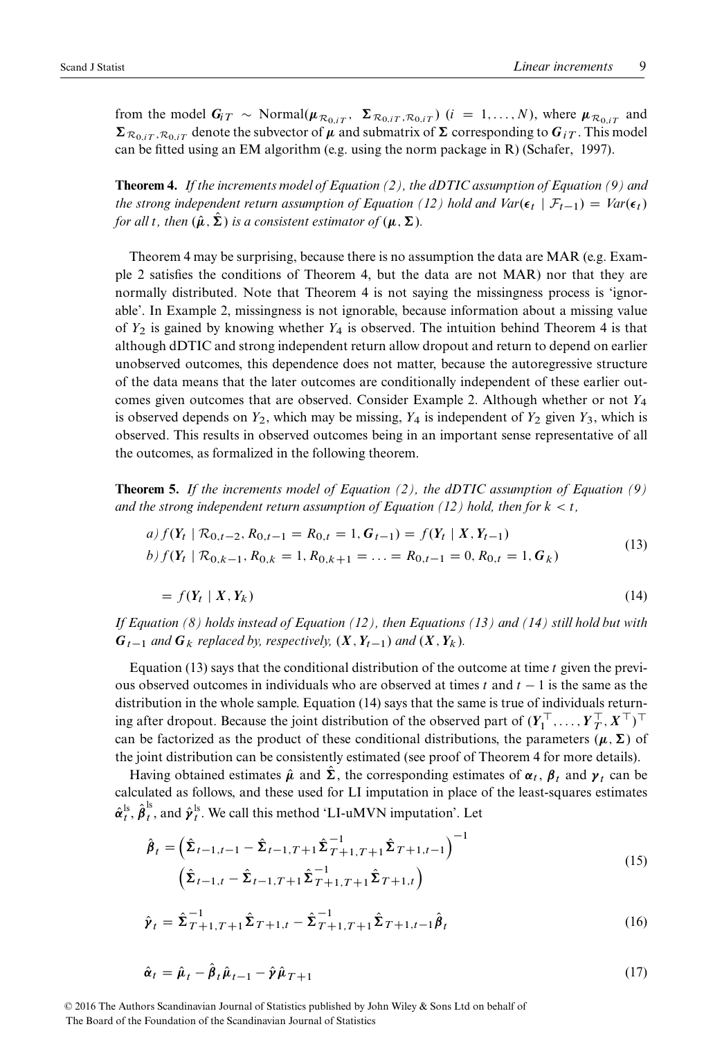from the model $\boldsymbol{G}_{iT} \sim \text{Normal}(\boldsymbol{\mu}_{\mathcal{R}_{0,iT}}, \; \boldsymbol{\Sigma}_{\mathcal{R}_{0,iT},\mathcal{R}_{0,iT}})$ $(i = 1, \ldots, N)$, where $\boldsymbol{\mu}_{\mathcal{R}_{0,iT}}$ and $\boldsymbol{\Sigma}_{\mathcal{R}_{0,iT},\mathcal{R}_{0,iT}}$ denote the subvector of $\boldsymbol{\mu}$ and submatrix of $\boldsymbol{\Sigma}$ corresponding to $\boldsymbol{G}_{iT}$. This model can be fitted using an EM algorithm (e.g. using the norm package in R) (Schafer, 1997).

**Theorem 4.** *If the increments model of Equation (2), the dDTIC assumption of Equation (9) and the strong independent return assumption of Equation (12) hold and $Var(\boldsymbol{\epsilon}_t \mid \mathcal{F}_{t-1}) = Var(\boldsymbol{\epsilon}_t)$ for all $t$, then $(\hat{\boldsymbol{\mu}}, \hat{\boldsymbol{\Sigma}})$ is a consistent estimator of $(\boldsymbol{\mu}, \boldsymbol{\Sigma})$.*

Theorem 4 may be surprising, because there is no assumption the data are MAR (e.g. Example 2 satisfies the conditions of Theorem 4, but the data are not MAR) nor that they are normally distributed. Note that Theorem 4 is not saying the missingness process is 'ignorable'. In Example 2, missingness is not ignorable, because information about a missing value of $Y_2$ is gained by knowing whether $Y_4$ is observed. The intuition behind Theorem 4 is that although dDTIC and strong independent return allow dropout and return to depend on earlier unobserved outcomes, this dependence does not matter, because the autoregressive structure of the data means that the later outcomes are conditionally independent of these earlier outcomes given outcomes that are observed. Consider Example 2. Although whether or not $Y_4$ is observed depends on $Y_2$, which may be missing, $Y_4$ is independent of $Y_2$ given $Y_3$, which is observed. This results in observed outcomes being in an important sense representative of all the outcomes, as formalized in the following theorem.

**Theorem 5.** *If the increments model of Equation (2), the dDTIC assumption of Equation (9) and the strong independent return assumption of Equation (12) hold, then for $k < t$,*

$$
\begin{aligned}
&a)\, f(\boldsymbol{Y}_t \mid \mathcal{R}_{0,t-2}, R_{0,t-1} = R_{0,t} = 1, \boldsymbol{G}_{t-1}) = f(\boldsymbol{Y}_t \mid \boldsymbol{X}, \boldsymbol{Y}_{t-1}) \\
&b)\, f(\boldsymbol{Y}_t \mid \mathcal{R}_{0,k-1}, R_{0,k} = 1, R_{0,k+1} = \ldots = R_{0,t-1} = 0, R_{0,t} = 1, \boldsymbol{G}_k)
\end{aligned}
\tag{13}
$$

$$
= f(\boldsymbol{Y}_t \mid \boldsymbol{X}, \boldsymbol{Y}_k) \tag{14}
$$

*If Equation (8) holds instead of Equation (12), then Equations (13) and (14) still hold but with $\boldsymbol{G}_{t-1}$ and $\boldsymbol{G}_k$ replaced by, respectively, $(\boldsymbol{X}, \boldsymbol{Y}_{t-1})$ and $(\boldsymbol{X}, \boldsymbol{Y}_k)$.*

Equation (13) says that the conditional distribution of the outcome at time $t$ given the previous observed outcomes in individuals who are observed at times $t$ and $t-1$ is the same as the distribution in the whole sample. Equation (14) says that the same is true of individuals returning after dropout. Because the joint distribution of the observed part of $(\boldsymbol{Y}_1^\top, \ldots, \boldsymbol{Y}_T^\top, \boldsymbol{X}^\top)^\top$ can be factorized as the product of these conditional distributions, the parameters $(\boldsymbol{\mu}, \boldsymbol{\Sigma})$ of the joint distribution can be consistently estimated (see proof of Theorem 4 for more details).

Having obtained estimates $\hat{\boldsymbol{\mu}}$ and $\hat{\boldsymbol{\Sigma}}$, the corresponding estimates of $\boldsymbol{\alpha}_t$, $\boldsymbol{\beta}_t$ and $\boldsymbol{\gamma}_t$ can be calculated as follows, and these used for LI imputation in place of the least-squares estimates $\hat{\boldsymbol{\alpha}}_t^{\text{ls}}$, $\hat{\boldsymbol{\beta}}_t^{\text{ls}}$, and $\hat{\boldsymbol{\gamma}}_t^{\text{ls}}$. We call this method 'LI-uMVN imputation'. Let

$$
\begin{aligned}
\hat{\boldsymbol{\beta}}_t = &\left(\hat{\boldsymbol{\Sigma}}_{t-1,t-1} - \hat{\boldsymbol{\Sigma}}_{t-1,T+1}\hat{\boldsymbol{\Sigma}}_{T+1,T+1}^{-1}\hat{\boldsymbol{\Sigma}}_{T+1,t-1}\right)^{-1} \\
&\left(\hat{\boldsymbol{\Sigma}}_{t-1,t} - \hat{\boldsymbol{\Sigma}}_{t-1,T+1}\hat{\boldsymbol{\Sigma}}_{T+1,T+1}^{-1}\hat{\boldsymbol{\Sigma}}_{T+1,t}\right)
\end{aligned}
\tag{15}
$$

$$
\hat{\boldsymbol{\gamma}}_t = \hat{\boldsymbol{\Sigma}}_{T+1,T+1}^{-1}\hat{\boldsymbol{\Sigma}}_{T+1,t} - \hat{\boldsymbol{\Sigma}}_{T+1,T+1}^{-1}\hat{\boldsymbol{\Sigma}}_{T+1,t-1}\hat{\boldsymbol{\beta}}_t \tag{16}
$$

$$
\hat{\boldsymbol{\alpha}}_t = \hat{\boldsymbol{\mu}}_t - \hat{\boldsymbol{\beta}}_t\hat{\boldsymbol{\mu}}_{t-1} - \hat{\boldsymbol{\gamma}}\hat{\boldsymbol{\mu}}_{T+1} \tag{17}
$$

© 2016 The Authors Scandinavian Journal of Statistics published by John Wiley & Sons Ltd on behalf of The Board of the Foundation of the Scandinavian Journal of Statistics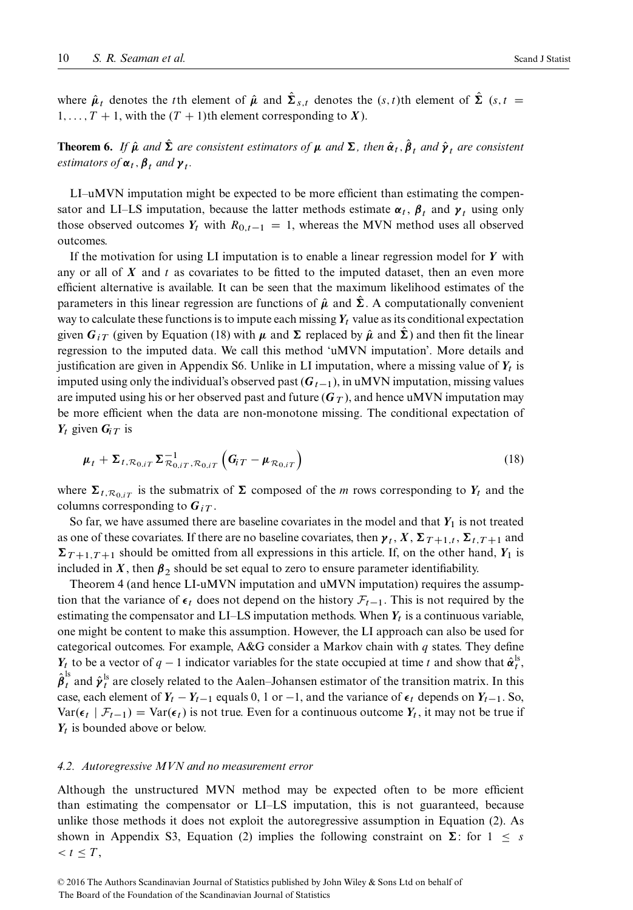where $\hat{\boldsymbol{\mu}}_t$ denotes the $t$th element of $\hat{\boldsymbol{\mu}}$ and $\hat{\boldsymbol{\Sigma}}_{s,t}$ denotes the $(s,t)$th element of $\hat{\boldsymbol{\Sigma}}$ $(s, t = 1, \ldots, T+1$, with the $(T+1)$th element corresponding to $\boldsymbol{X}$).

**Theorem 6.** *If $\hat{\boldsymbol{\mu}}$ and $\hat{\boldsymbol{\Sigma}}$ are consistent estimators of $\boldsymbol{\mu}$ and $\boldsymbol{\Sigma}$, then $\hat{\boldsymbol{\alpha}}_t$, $\hat{\boldsymbol{\beta}}_t$ and $\hat{\boldsymbol{\gamma}}_t$ are consistent estimators of $\boldsymbol{\alpha}_t$, $\boldsymbol{\beta}_t$ and $\boldsymbol{\gamma}_t$.*

LI–uMVN imputation might be expected to be more efficient than estimating the compensator and LI–LS imputation, because the latter methods estimate $\boldsymbol{\alpha}_t$, $\boldsymbol{\beta}_t$ and $\boldsymbol{\gamma}_t$ using only those observed outcomes $\boldsymbol{Y}_t$ with $R_{0,t-1} = 1$, whereas the MVN method uses all observed outcomes.

If the motivation for using LI imputation is to enable a linear regression model for $\boldsymbol{Y}$ with any or all of $\boldsymbol{X}$ and $t$ as covariates to be fitted to the imputed dataset, then an even more efficient alternative is available. It can be seen that the maximum likelihood estimates of the parameters in this linear regression are functions of $\hat{\boldsymbol{\mu}}$ and $\hat{\boldsymbol{\Sigma}}$. A computationally convenient way to calculate these functions is to impute each missing $\boldsymbol{Y}_t$ value as its conditional expectation given $\boldsymbol{G}_{iT}$ (given by Equation (18) with $\boldsymbol{\mu}$ and $\boldsymbol{\Sigma}$ replaced by $\hat{\boldsymbol{\mu}}$ and $\hat{\boldsymbol{\Sigma}}$) and then fit the linear regression to the imputed data. We call this method 'uMVN imputation'. More details and justification are given in Appendix S6. Unlike in LI imputation, where a missing value of $\boldsymbol{Y}_t$ is imputed using only the individual's observed past ($\boldsymbol{G}_{t-1}$), in uMVN imputation, missing values are imputed using his or her observed past and future ($\boldsymbol{G}_T$), and hence uMVN imputation may be more efficient when the data are non-monotone missing. The conditional expectation of $\boldsymbol{Y}_t$ given $\boldsymbol{G}_{iT}$ is

$$\boldsymbol{\mu}_t + \boldsymbol{\Sigma}_{t,\mathcal{R}_{0,iT}} \boldsymbol{\Sigma}^{-1}_{\mathcal{R}_{0,iT},\mathcal{R}_{0,iT}} \left( \boldsymbol{G}_{iT} - \boldsymbol{\mu}_{\mathcal{R}_{0,iT}} \right) \tag{18}$$

where $\boldsymbol{\Sigma}_{t,\mathcal{R}_{0,iT}}$ is the submatrix of $\boldsymbol{\Sigma}$ composed of the $m$ rows corresponding to $\boldsymbol{Y}_t$ and the columns corresponding to $\boldsymbol{G}_{iT}$.

So far, we have assumed there are baseline covariates in the model and that $\boldsymbol{Y}_1$ is not treated as one of these covariates. If there are no baseline covariates, then $\boldsymbol{\gamma}_t$, $\boldsymbol{X}$, $\boldsymbol{\Sigma}_{T+1,t}$, $\boldsymbol{\Sigma}_{t,T+1}$ and $\boldsymbol{\Sigma}_{T+1,T+1}$ should be omitted from all expressions in this article. If, on the other hand, $\boldsymbol{Y}_1$ is included in $\boldsymbol{X}$, then $\boldsymbol{\beta}_2$ should be set equal to zero to ensure parameter identifiability.

Theorem 4 (and hence LI-uMVN imputation and uMVN imputation) requires the assumption that the variance of $\boldsymbol{\epsilon}_t$ does not depend on the history $\mathcal{F}_{t-1}$. This is not required by the estimating the compensator and LI–LS imputation methods. When $\boldsymbol{Y}_t$ is a continuous variable, one might be content to make this assumption. However, the LI approach can also be used for categorical outcomes. For example, A&G consider a Markov chain with $q$ states. They define $\boldsymbol{Y}_t$ to be a vector of $q-1$ indicator variables for the state occupied at time $t$ and show that $\hat{\boldsymbol{\alpha}}_t^{\text{ls}}$, $\hat{\boldsymbol{\beta}}_t^{\text{ls}}$ and $\hat{\boldsymbol{\gamma}}_t^{\text{ls}}$ are closely related to the Aalen–Johansen estimator of the transition matrix. In this case, each element of $\boldsymbol{Y}_t - \boldsymbol{Y}_{t-1}$ equals 0, 1 or $-1$, and the variance of $\boldsymbol{\epsilon}_t$ depends on $\boldsymbol{Y}_{t-1}$. So, $\text{Var}(\boldsymbol{\epsilon}_t \mid \mathcal{F}_{t-1}) = \text{Var}(\boldsymbol{\epsilon}_t)$ is not true. Even for a continuous outcome $\boldsymbol{Y}_t$, it may not be true if $\boldsymbol{Y}_t$ is bounded above or below.

### 4.2. *Autoregressive MVN and no measurement error*

Although the unstructured MVN method may be expected often to be more efficient than estimating the compensator or LI–LS imputation, this is not guaranteed, because unlike those methods it does not exploit the autoregressive assumption in Equation (2). As shown in Appendix S3, Equation (2) implies the following constraint on $\boldsymbol{\Sigma}$: for $1 \leq s < t \leq T$,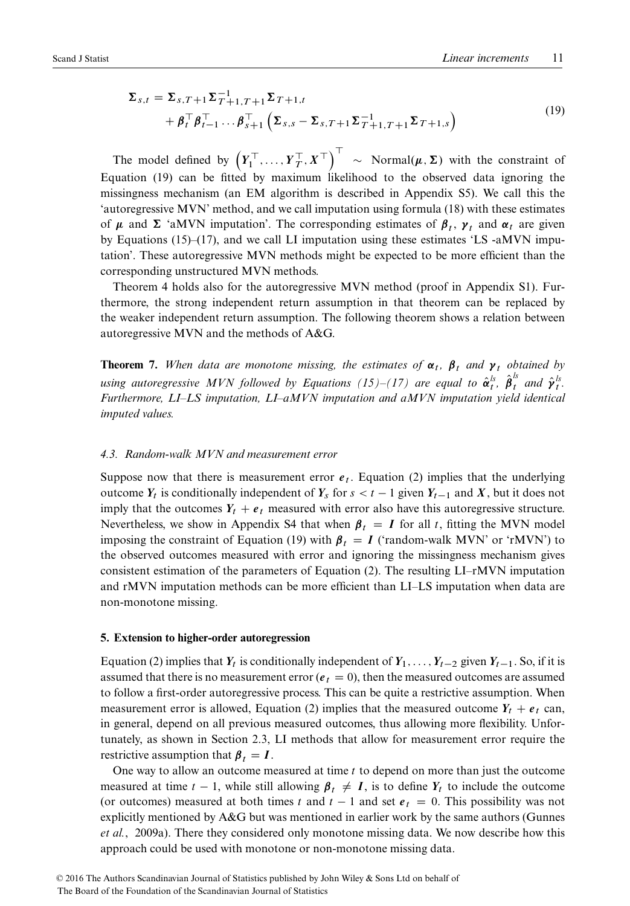$$
\begin{aligned}
\boldsymbol{\Sigma}_{s,t} = & \boldsymbol{\Sigma}_{s,T+1} \boldsymbol{\Sigma}_{T+1,T+1}^{-1} \boldsymbol{\Sigma}_{T+1,t} \\
& + \boldsymbol{\beta}_t^\top \boldsymbol{\beta}_{t-1}^\top \dots \boldsymbol{\beta}_{s+1}^\top \left( \boldsymbol{\Sigma}_{s,s} - \boldsymbol{\Sigma}_{s,T+1} \boldsymbol{\Sigma}_{T+1,T+1}^{-1} \boldsymbol{\Sigma}_{T+1,s} \right)
\end{aligned}
\tag{19}
$$

The model defined by $\left( \boldsymbol{Y}_1^\top, \dots, \boldsymbol{Y}_T^\top, \boldsymbol{X}^\top \right)^\top \sim \text{Normal}(\boldsymbol{\mu}, \boldsymbol{\Sigma})$ with the constraint of Equation (19) can be fitted by maximum likelihood to the observed data ignoring the missingness mechanism (an EM algorithm is described in Appendix S5). We call this the 'autoregressive MVN' method, and we call imputation using formula (18) with these estimates of $\boldsymbol{\mu}$ and $\boldsymbol{\Sigma}$ 'aMVN imputation'. The corresponding estimates of $\boldsymbol{\beta}_t$, $\boldsymbol{\gamma}_t$ and $\boldsymbol{\alpha}_t$ are given by Equations (15)–(17), and we call LI imputation using these estimates 'LS -aMVN imputation'. These autoregressive MVN methods might be expected to be more efficient than the corresponding unstructured MVN methods.

Theorem 4 holds also for the autoregressive MVN method (proof in Appendix S1). Furthermore, the strong independent return assumption in that theorem can be replaced by the weaker independent return assumption. The following theorem shows a relation between autoregressive MVN and the methods of A&G.

**Theorem 7.** *When data are monotone missing, the estimates of $\boldsymbol{\alpha}_t$, $\boldsymbol{\beta}_t$ and $\boldsymbol{\gamma}_t$ obtained by using autoregressive MVN followed by Equations (15)–(17) are equal to $\hat{\boldsymbol{\alpha}}_t^{ls}$, $\hat{\boldsymbol{\beta}}_t^{ls}$ and $\hat{\boldsymbol{\gamma}}_t^{ls}$. Furthermore, LI–LS imputation, LI–aMVN imputation and aMVN imputation yield identical imputed values.*

### 4.3. Random-walk MVN and measurement error

Suppose now that there is measurement error $\boldsymbol{e}_t$. Equation (2) implies that the underlying outcome $\boldsymbol{Y}_t$ is conditionally independent of $\boldsymbol{Y}_s$ for $s < t-1$ given $\boldsymbol{Y}_{t-1}$ and $\boldsymbol{X}$, but it does not imply that the outcomes $\boldsymbol{Y}_t + \boldsymbol{e}_t$ measured with error also have this autoregressive structure. Nevertheless, we show in Appendix S4 that when $\boldsymbol{\beta}_t = \boldsymbol{I}$ for all $t$, fitting the MVN model imposing the constraint of Equation (19) with $\boldsymbol{\beta}_t = \boldsymbol{I}$ ('random-walk MVN' or 'rMVN') to the observed outcomes measured with error and ignoring the missingness mechanism gives consistent estimation of the parameters of Equation (2). The resulting LI–rMVN imputation and rMVN imputation methods can be more efficient than LI–LS imputation when data are non-monotone missing.

## 5. Extension to higher-order autoregression

Equation (2) implies that $\boldsymbol{Y}_t$ is conditionally independent of $\boldsymbol{Y}_1, \dots, \boldsymbol{Y}_{t-2}$ given $\boldsymbol{Y}_{t-1}$. So, if it is assumed that there is no measurement error ($\boldsymbol{e}_t = 0$), then the measured outcomes are assumed to follow a first-order autoregressive process. This can be quite a restrictive assumption. When measurement error is allowed, Equation (2) implies that the measured outcome $\boldsymbol{Y}_t + \boldsymbol{e}_t$ can, in general, depend on all previous measured outcomes, thus allowing more flexibility. Unfortunately, as shown in Section 2.3, LI methods that allow for measurement error require the restrictive assumption that $\boldsymbol{\beta}_t = \boldsymbol{I}$.

One way to allow an outcome measured at time $t$ to depend on more than just the outcome measured at time $t-1$, while still allowing $\boldsymbol{\beta}_t \neq \boldsymbol{I}$, is to define $\boldsymbol{Y}_t$ to include the outcome (or outcomes) measured at both times $t$ and $t-1$ and set $\boldsymbol{e}_t = 0$. This possibility was not explicitly mentioned by A&G but was mentioned in earlier work by the same authors (Gunnes *et al.*, 2009a). There they considered only monotone missing data. We now describe how this approach could be used with monotone or non-monotone missing data.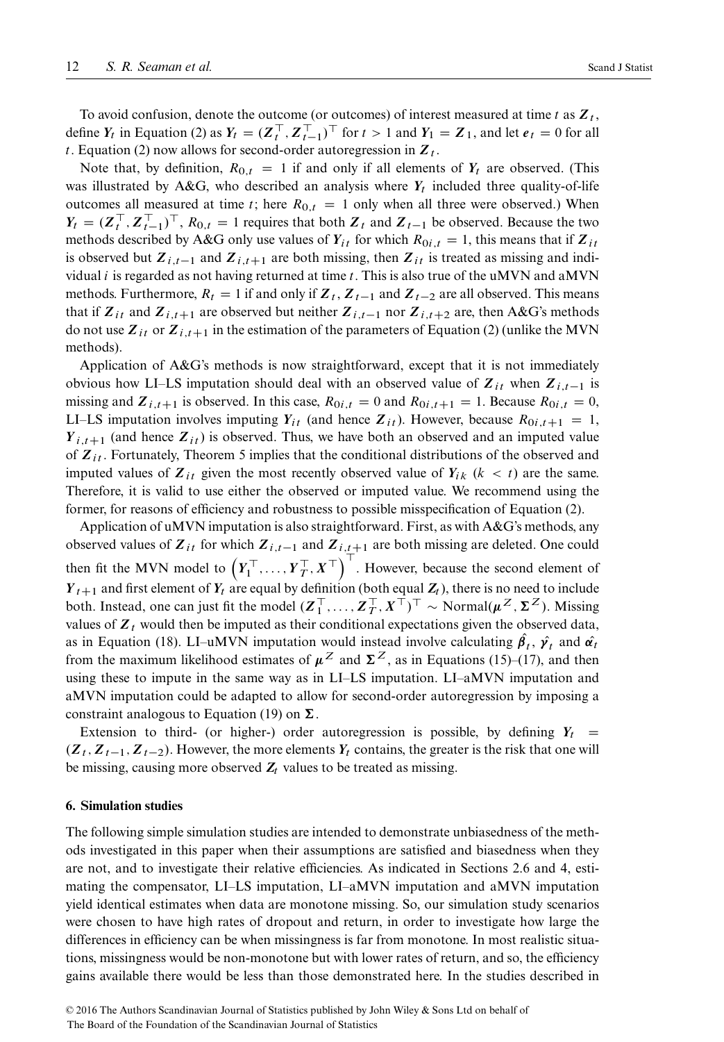To avoid confusion, denote the outcome (or outcomes) of interest measured at time $t$ as $\boldsymbol{Z}_t$, define $\boldsymbol{Y}_t$ in Equation (2) as $\boldsymbol{Y}_t = (\boldsymbol{Z}_t^\top, \boldsymbol{Z}_{t-1}^\top)^\top$ for $t > 1$ and $\boldsymbol{Y}_1 = \boldsymbol{Z}_1$, and let $\boldsymbol{e}_t = 0$ for all $t$. Equation (2) now allows for second-order autoregression in $\boldsymbol{Z}_t$.

Note that, by definition, $R_{0,t} = 1$ if and only if all elements of $\boldsymbol{Y}_t$ are observed. (This was illustrated by A&G, who described an analysis where $\boldsymbol{Y}_t$ included three quality-of-life outcomes all measured at time $t$; here $R_{0,t} = 1$ only when all three were observed.) When $\boldsymbol{Y}_t = (\boldsymbol{Z}_t^\top, \boldsymbol{Z}_{t-1}^\top)^\top$, $R_{0,t} = 1$ requires that both $\boldsymbol{Z}_t$ and $\boldsymbol{Z}_{t-1}$ be observed. Because the two methods described by A&G only use values of $\boldsymbol{Y}_{it}$ for which $R_{0i,t} = 1$, this means that if $\boldsymbol{Z}_{it}$ is observed but $\boldsymbol{Z}_{i,t-1}$ and $\boldsymbol{Z}_{i,t+1}$ are both missing, then $\boldsymbol{Z}_{it}$ is treated as missing and individual $i$ is regarded as not having returned at time $t$. This is also true of the uMVN and aMVN methods. Furthermore, $R_t = 1$ if and only if $\boldsymbol{Z}_t$, $\boldsymbol{Z}_{t-1}$ and $\boldsymbol{Z}_{t-2}$ are all observed. This means that if $\boldsymbol{Z}_{it}$ and $\boldsymbol{Z}_{i,t+1}$ are observed but neither $\boldsymbol{Z}_{i,t-1}$ nor $\boldsymbol{Z}_{i,t+2}$ are, then A&G's methods do not use $\boldsymbol{Z}_{it}$ or $\boldsymbol{Z}_{i,t+1}$ in the estimation of the parameters of Equation (2) (unlike the MVN methods).

Application of A&G's methods is now straightforward, except that it is not immediately obvious how LI–LS imputation should deal with an observed value of $\boldsymbol{Z}_{it}$ when $\boldsymbol{Z}_{i,t-1}$ is missing and $\boldsymbol{Z}_{i,t+1}$ is observed. In this case, $R_{0i,t} = 0$ and $R_{0i,t+1} = 1$. Because $R_{0i,t} = 0$, LI–LS imputation involves imputing $\boldsymbol{Y}_{it}$ (and hence $\boldsymbol{Z}_{it}$). However, because $R_{0i,t+1} = 1$, $\boldsymbol{Y}_{i,t+1}$ (and hence $\boldsymbol{Z}_{it}$) is observed. Thus, we have both an observed and an imputed value of $\boldsymbol{Z}_{it}$. Fortunately, Theorem 5 implies that the conditional distributions of the observed and imputed values of $\boldsymbol{Z}_{it}$ given the most recently observed value of $\boldsymbol{Y}_{ik}$ ($k < t$) are the same. Therefore, it is valid to use either the observed or imputed value. We recommend using the former, for reasons of efficiency and robustness to possible misspecification of Equation (2).

Application of uMVN imputation is also straightforward. First, as with A&G's methods, any observed values of $\boldsymbol{Z}_{it}$ for which $\boldsymbol{Z}_{i,t-1}$ and $\boldsymbol{Z}_{i,t+1}$ are both missing are deleted. One could then fit the MVN model to $\left(\boldsymbol{Y}_1^\top, \ldots, \boldsymbol{Y}_T^\top, \boldsymbol{X}^\top\right)^\top$. However, because the second element of $\boldsymbol{Y}_{t+1}$ and first element of $\boldsymbol{Y}_t$ are equal by definition (both equal $\boldsymbol{Z}_t$), there is no need to include both. Instead, one can just fit the model $(\boldsymbol{Z}_1^\top, \ldots, \boldsymbol{Z}_T^\top, \boldsymbol{X}^\top)^\top \sim \text{Normal}(\boldsymbol{\mu}^Z, \boldsymbol{\Sigma}^Z)$. Missing values of $\boldsymbol{Z}_t$ would then be imputed as their conditional expectations given the observed data, as in Equation (18). LI–uMVN imputation would instead involve calculating $\hat{\boldsymbol{\beta}}_t$, $\hat{\boldsymbol{\gamma}}_t$ and $\hat{\boldsymbol{\alpha}}_t$ from the maximum likelihood estimates of $\boldsymbol{\mu}^Z$ and $\boldsymbol{\Sigma}^Z$, as in Equations (15)–(17), and then using these to impute in the same way as in LI–LS imputation. LI–aMVN imputation and aMVN imputation could be adapted to allow for second-order autoregression by imposing a constraint analogous to Equation (19) on $\boldsymbol{\Sigma}$.

Extension to third- (or higher-) order autoregression is possible, by defining $\boldsymbol{Y}_t = (\boldsymbol{Z}_t, \boldsymbol{Z}_{t-1}, \boldsymbol{Z}_{t-2})$. However, the more elements $\boldsymbol{Y}_t$ contains, the greater is the risk that one will be missing, causing more observed $\boldsymbol{Z}_t$ values to be treated as missing.

## 6. Simulation studies

The following simple simulation studies are intended to demonstrate unbiasedness of the methods investigated in this paper when their assumptions are satisfied and biasedness when they are not, and to investigate their relative efficiencies. As indicated in Sections 2.6 and 4, estimating the compensator, LI–LS imputation, LI–aMVN imputation and aMVN imputation yield identical estimates when data are monotone missing. So, our simulation study scenarios were chosen to have high rates of dropout and return, in order to investigate how large the differences in efficiency can be when missingness is far from monotone. In most realistic situations, missingness would be non-monotone but with lower rates of return, and so, the efficiency gains available there would be less than those demonstrated here. In the studies described in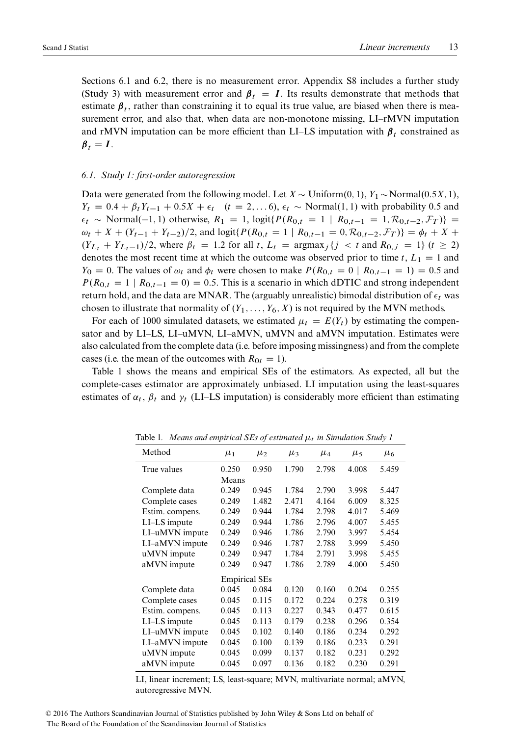Sections 6.1 and 6.2, there is no measurement error. Appendix S8 includes a further study (Study 3) with measurement error and $\boldsymbol{\beta}_t = \boldsymbol{I}$. Its results demonstrate that methods that estimate $\boldsymbol{\beta}_t$, rather than constraining it to equal its true value, are biased when there is measurement error, and also that, when data are non-monotone missing, LI–rMVN imputation and rMVN imputation can be more efficient than LI–LS imputation with $\boldsymbol{\beta}_t$ constrained as $\boldsymbol{\beta}_t = \boldsymbol{I}$.

### *6.1. Study 1: first-order autoregression*

Data were generated from the following model. Let $X \sim \text{Uniform}(0, 1)$, $Y_1 \sim \text{Normal}(0.5X, 1)$, $Y_t = 0.4 + \beta_t Y_{t-1} + 0.5X + \epsilon_t \quad (t = 2, \ldots 6)$, $\epsilon_t \sim \text{Normal}(1, 1)$ with probability 0.5 and $\epsilon_t \sim \text{Normal}(-1, 1)$ otherwise, $R_1 = 1$, $\text{logit}\{P(R_{0,t} = 1 \mid R_{0,t-1} = 1, \mathcal{R}_{0,t-2}, \mathcal{F}_T)\} = \omega_t + X + (Y_{t-1} + Y_{t-2})/2$, and $\text{logit}\{P(R_{0,t} = 1 \mid R_{0,t-1} = 0, \mathcal{R}_{0,t-2}, \mathcal{F}_T)\} = \phi_t + X + (Y_{L_t} + Y_{L_t - 1})/2$, where $\beta_t = 1.2$ for all $t$, $L_t = \text{argmax}_j\{j < t \text{ and } R_{0,j} = 1\}$ $(t \geq 2)$ denotes the most recent time at which the outcome was observed prior to time $t$, $L_1 = 1$ and $Y_0 = 0$. The values of $\omega_t$ and $\phi_t$ were chosen to make $P(R_{0,t} = 0 \mid R_{0,t-1} = 1) = 0.5$ and $P(R_{0,t} = 1 \mid R_{0,t-1} = 0) = 0.5$. This is a scenario in which dDTIC and strong independent return hold, and the data are MNAR. The (arguably unrealistic) bimodal distribution of $\epsilon_t$ was chosen to illustrate that normality of $(Y_1, \ldots, Y_6, X)$ is not required by the MVN methods.

For each of 1000 simulated datasets, we estimated $\mu_t = E(Y_t)$ by estimating the compensator and by LI–LS, LI–uMVN, LI–aMVN, uMVN and aMVN imputation. Estimates were also calculated from the complete data (i.e. before imposing missingness) and from the complete cases (i.e. the mean of the outcomes with $R_{0t} = 1$).

Table 1 shows the means and empirical SEs of the estimators. As expected, all but the complete-cases estimator are approximately unbiased. LI imputation using the least-squares estimates of $\alpha_t$, $\beta_t$ and $\gamma_t$ (LI–LS imputation) is considerably more efficient than estimating

Table 1. *Means and empirical SEs of estimated $\mu_t$ in Simulation Study 1*

| Method | $\mu_1$ | $\mu_2$ | $\mu_3$ | $\mu_4$ | $\mu_5$ | $\mu_6$ |
|---|---|---|---|---|---|---|
| True values | 0.250 | 0.950 | 1.790 | 2.798 | 4.008 | 5.459 |
| | Means | | | | | |
| Complete data | 0.249 | 0.945 | 1.784 | 2.790 | 3.998 | 5.447 |
| Complete cases | 0.249 | 1.482 | 2.471 | 4.164 | 6.009 | 8.325 |
| Estim. compens. | 0.249 | 0.944 | 1.784 | 2.798 | 4.017 | 5.469 |
| LI–LS impute | 0.249 | 0.944 | 1.786 | 2.796 | 4.007 | 5.455 |
| LI–uMVN impute | 0.249 | 0.946 | 1.786 | 2.790 | 3.997 | 5.454 |
| LI–aMVN impute | 0.249 | 0.946 | 1.787 | 2.788 | 3.999 | 5.450 |
| uMVN impute | 0.249 | 0.947 | 1.784 | 2.791 | 3.998 | 5.455 |
| aMVN impute | 0.249 | 0.947 | 1.786 | 2.789 | 4.000 | 5.450 |
| | Empirical SEs | | | | | |
| Complete data | 0.045 | 0.084 | 0.120 | 0.160 | 0.204 | 0.255 |
| Complete cases | 0.045 | 0.115 | 0.172 | 0.224 | 0.278 | 0.319 |
| Estim. compens. | 0.045 | 0.113 | 0.227 | 0.343 | 0.477 | 0.615 |
| LI–LS impute | 0.045 | 0.113 | 0.179 | 0.238 | 0.296 | 0.354 |
| LI–uMVN impute | 0.045 | 0.102 | 0.140 | 0.186 | 0.234 | 0.292 |
| LI–aMVN impute | 0.045 | 0.100 | 0.139 | 0.186 | 0.233 | 0.291 |
| uMVN impute | 0.045 | 0.099 | 0.137 | 0.182 | 0.231 | 0.292 |
| aMVN impute | 0.045 | 0.097 | 0.136 | 0.182 | 0.230 | 0.291 |

LI, linear increment; LS, least-square; MVN, multivariate normal; aMVN, autoregressive MVN.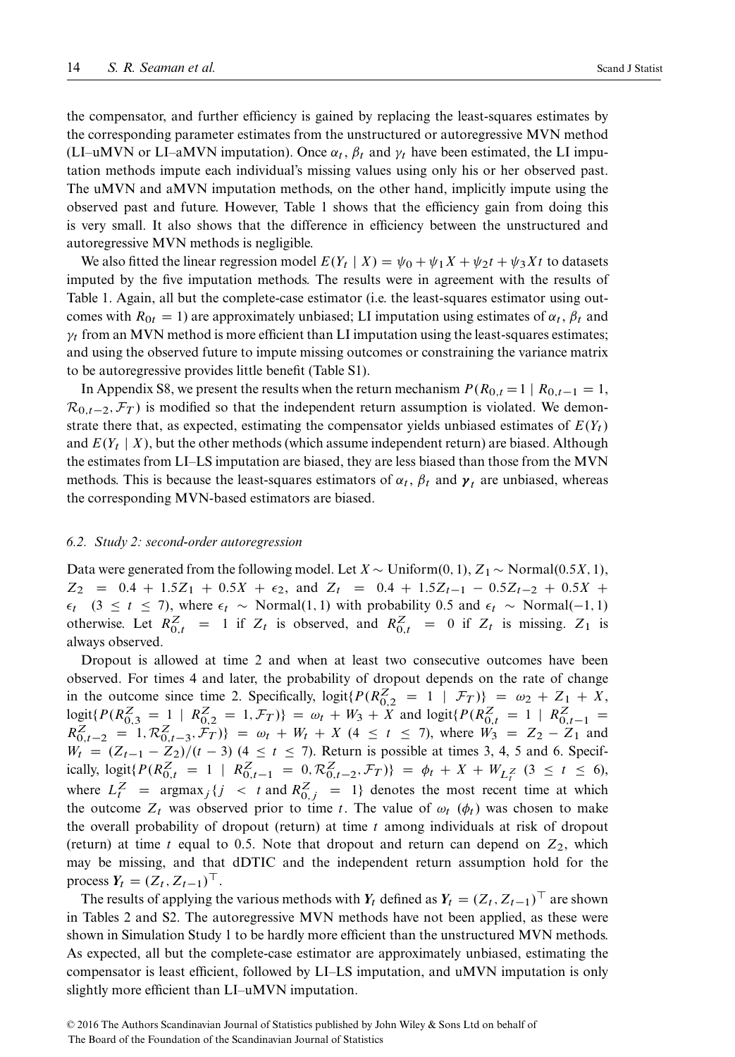the compensator, and further efficiency is gained by replacing the least-squares estimates by the corresponding parameter estimates from the unstructured or autoregressive MVN method (LI–uMVN or LI–aMVN imputation). Once $\alpha_t$, $\beta_t$ and $\gamma_t$ have been estimated, the LI imputation methods impute each individual's missing values using only his or her observed past. The uMVN and aMVN imputation methods, on the other hand, implicitly impute using the observed past and future. However, Table 1 shows that the efficiency gain from doing this is very small. It also shows that the difference in efficiency between the unstructured and autoregressive MVN methods is negligible.

We also fitted the linear regression model $E(Y_t \mid X) = \psi_0 + \psi_1 X + \psi_2 t + \psi_3 X t$ to datasets imputed by the five imputation methods. The results were in agreement with the results of Table 1. Again, all but the complete-case estimator (i.e. the least-squares estimator using outcomes with $R_{0t} = 1$) are approximately unbiased; LI imputation using estimates of $\alpha_t$, $\beta_t$ and $\gamma_t$ from an MVN method is more efficient than LI imputation using the least-squares estimates; and using the observed future to impute missing outcomes or constraining the variance matrix to be autoregressive provides little benefit (Table S1).

In Appendix S8, we present the results when the return mechanism $P(R_{0,t} = 1 \mid R_{0,t-1} = 1, \mathcal{R}_{0,t-2}, \mathcal{F}_T)$ is modified so that the independent return assumption is violated. We demonstrate there that, as expected, estimating the compensator yields unbiased estimates of $E(Y_t)$ and $E(Y_t \mid X)$, but the other methods (which assume independent return) are biased. Although the estimates from LI–LS imputation are biased, they are less biased than those from the MVN methods. This is because the least-squares estimators of $\alpha_t$, $\beta_t$ and $\boldsymbol{\gamma}_t$ are unbiased, whereas the corresponding MVN-based estimators are biased.

### 6.2. Study 2: second-order autoregression

Data were generated from the following model. Let $X \sim \text{Uniform}(0, 1)$, $Z_1 \sim \text{Normal}(0.5X, 1)$, $Z_2 = 0.4 + 1.5Z_1 + 0.5X + \epsilon_2$, and $Z_t = 0.4 + 1.5Z_{t-1} - 0.5Z_{t-2} + 0.5X + \epsilon_t$ $(3 \leq t \leq 7)$, where $\epsilon_t \sim \text{Normal}(1, 1)$ with probability 0.5 and $\epsilon_t \sim \text{Normal}(-1, 1)$ otherwise. Let $R^Z_{0,t} = 1$ if $Z_t$ is observed, and $R^Z_{0,t} = 0$ if $Z_t$ is missing. $Z_1$ is always observed.

Dropout is allowed at time 2 and when at least two consecutive outcomes have been observed. For times 4 and later, the probability of dropout depends on the rate of change in the outcome since time 2. Specifically, $\text{logit}\{P(R^Z_{0,2} = 1 \mid \mathcal{F}_T)\} = \omega_2 + Z_1 + X$, $\text{logit}\{P(R^Z_{0,3} = 1 \mid R^Z_{0,2} = 1, \mathcal{F}_T)\} = \omega_t + W_3 + X$ and $\text{logit}\{P(R^Z_{0,t} = 1 \mid R^Z_{0,t-1} = R^Z_{0,t-2} = 1, \mathcal{R}^Z_{0,t-3}, \mathcal{F}_T)\} = \omega_t + W_t + X$ $(4 \leq t \leq 7)$, where $W_3 = Z_2 - Z_1$ and $W_t = (Z_{t-1} - Z_2)/(t-3)$ $(4 \leq t \leq 7)$. Return is possible at times 3, 4, 5 and 6. Specifically, $\text{logit}\{P(R^Z_{0,t} = 1 \mid R^Z_{0,t-1} = 0, \mathcal{R}^Z_{0,t-2}, \mathcal{F}_T)\} = \phi_t + X + W_{L^Z_t}$ $(3 \leq t \leq 6)$, where $L^Z_t = \text{argmax}_j\{j < t \text{ and } R^Z_{0,j} = 1\}$ denotes the most recent time at which the outcome $Z_t$ was observed prior to time $t$. The value of $\omega_t$ ($\phi_t$) was chosen to make the overall probability of dropout (return) at time $t$ among individuals at risk of dropout (return) at time $t$ equal to 0.5. Note that dropout and return can depend on $Z_2$, which may be missing, and that dDTIC and the independent return assumption hold for the process $\boldsymbol{Y}_t = (Z_t, Z_{t-1})^\top$.

The results of applying the various methods with $\boldsymbol{Y}_t$ defined as $\boldsymbol{Y}_t = (Z_t, Z_{t-1})^\top$ are shown in Tables 2 and S2. The autoregressive MVN methods have not been applied, as these were shown in Simulation Study 1 to be hardly more efficient than the unstructured MVN methods. As expected, all but the complete-case estimator are approximately unbiased, estimating the compensator is least efficient, followed by LI–LS imputation, and uMVN imputation is only slightly more efficient than LI–uMVN imputation.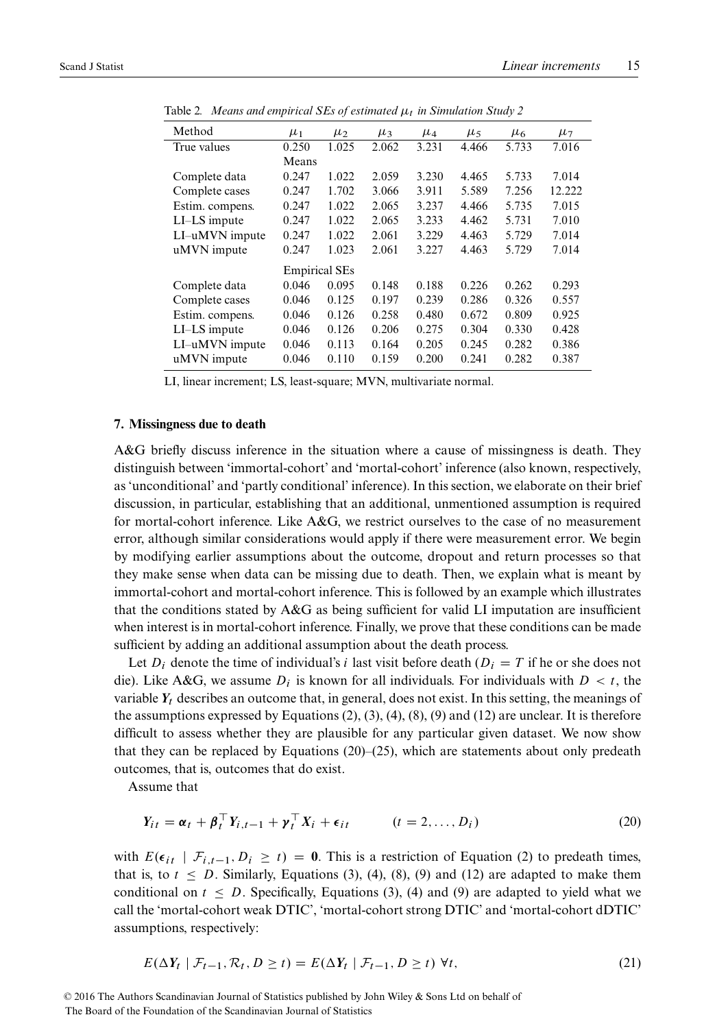Table 2. *Means and empirical SEs of estimated $\mu_t$ in Simulation Study 2*

| Method | $\mu_1$ | $\mu_2$ | $\mu_3$ | $\mu_4$ | $\mu_5$ | $\mu_6$ | $\mu_7$ |
|---|---|---|---|---|---|---|---|
| True values | 0.250 | 1.025 | 2.062 | 3.231 | 4.466 | 5.733 | 7.016 |
| | Means | | | | | | |
| Complete data | 0.247 | 1.022 | 2.059 | 3.230 | 4.465 | 5.733 | 7.014 |
| Complete cases | 0.247 | 1.702 | 3.066 | 3.911 | 5.589 | 7.256 | 12.222 |
| Estim. compens. | 0.247 | 1.022 | 2.065 | 3.237 | 4.466 | 5.735 | 7.015 |
| LI–LS impute | 0.247 | 1.022 | 2.065 | 3.233 | 4.462 | 5.731 | 7.010 |
| LI–uMVN impute | 0.247 | 1.022 | 2.061 | 3.229 | 4.463 | 5.729 | 7.014 |
| uMVN impute | 0.247 | 1.023 | 2.061 | 3.227 | 4.463 | 5.729 | 7.014 |
| | Empirical SEs | | | | | | |
| Complete data | 0.046 | 0.095 | 0.148 | 0.188 | 0.226 | 0.262 | 0.293 |
| Complete cases | 0.046 | 0.125 | 0.197 | 0.239 | 0.286 | 0.326 | 0.557 |
| Estim. compens. | 0.046 | 0.126 | 0.258 | 0.480 | 0.672 | 0.809 | 0.925 |
| LI–LS impute | 0.046 | 0.126 | 0.206 | 0.275 | 0.304 | 0.330 | 0.428 |
| LI–uMVN impute | 0.046 | 0.113 | 0.164 | 0.205 | 0.245 | 0.282 | 0.386 |
| uMVN impute | 0.046 | 0.110 | 0.159 | 0.200 | 0.241 | 0.282 | 0.387 |

LI, linear increment; LS, least-square; MVN, multivariate normal.

## 7. Missingness due to death

A&G briefly discuss inference in the situation where a cause of missingness is death. They distinguish between 'immortal-cohort' and 'mortal-cohort' inference (also known, respectively, as 'unconditional' and 'partly conditional' inference). In this section, we elaborate on their brief discussion, in particular, establishing that an additional, unmentioned assumption is required for mortal-cohort inference. Like A&G, we restrict ourselves to the case of no measurement error, although similar considerations would apply if there were measurement error. We begin by modifying earlier assumptions about the outcome, dropout and return processes so that they make sense when data can be missing due to death. Then, we explain what is meant by immortal-cohort and mortal-cohort inference. This is followed by an example which illustrates that the conditions stated by A&G as being sufficient for valid LI imputation are insufficient when interest is in mortal-cohort inference. Finally, we prove that these conditions can be made sufficient by adding an additional assumption about the death process.

Let $D_i$ denote the time of individual's $i$ last visit before death ($D_i = T$ if he or she does not die). Like A&G, we assume $D_i$ is known for all individuals. For individuals with $D < t$, the variable $\boldsymbol{Y}_t$ describes an outcome that, in general, does not exist. In this setting, the meanings of the assumptions expressed by Equations (2), (3), (4), (8), (9) and (12) are unclear. It is therefore difficult to assess whether they are plausible for any particular given dataset. We now show that they can be replaced by Equations (20)–(25), which are statements about only predeath outcomes, that is, outcomes that do exist.

Assume that

$$\boldsymbol{Y}_{it} = \boldsymbol{\alpha}_t + \boldsymbol{\beta}_t^{\top} \boldsymbol{Y}_{i,t-1} + \boldsymbol{\gamma}_t^{\top} \boldsymbol{X}_i + \boldsymbol{\epsilon}_{it} \qquad (t = 2, \ldots, D_i) \tag{20}$$

with $E(\boldsymbol{\epsilon}_{it} \mid \mathcal{F}_{i,t-1}, D_i \geq t) = \mathbf{0}$. This is a restriction of Equation (2) to predeath times, that is, to $t \leq D$. Similarly, Equations (3), (4), (8), (9) and (12) are adapted to make them conditional on $t \leq D$. Specifically, Equations (3), (4) and (9) are adapted to yield what we call the 'mortal-cohort weak DTIC', 'mortal-cohort strong DTIC' and 'mortal-cohort dDTIC' assumptions, respectively:

$$E(\Delta \boldsymbol{Y}_t \mid \mathcal{F}_{t-1}, \mathcal{R}_t, D \geq t) = E(\Delta \boldsymbol{Y}_t \mid \mathcal{F}_{t-1}, D \geq t) \; \forall t, \tag{21}$$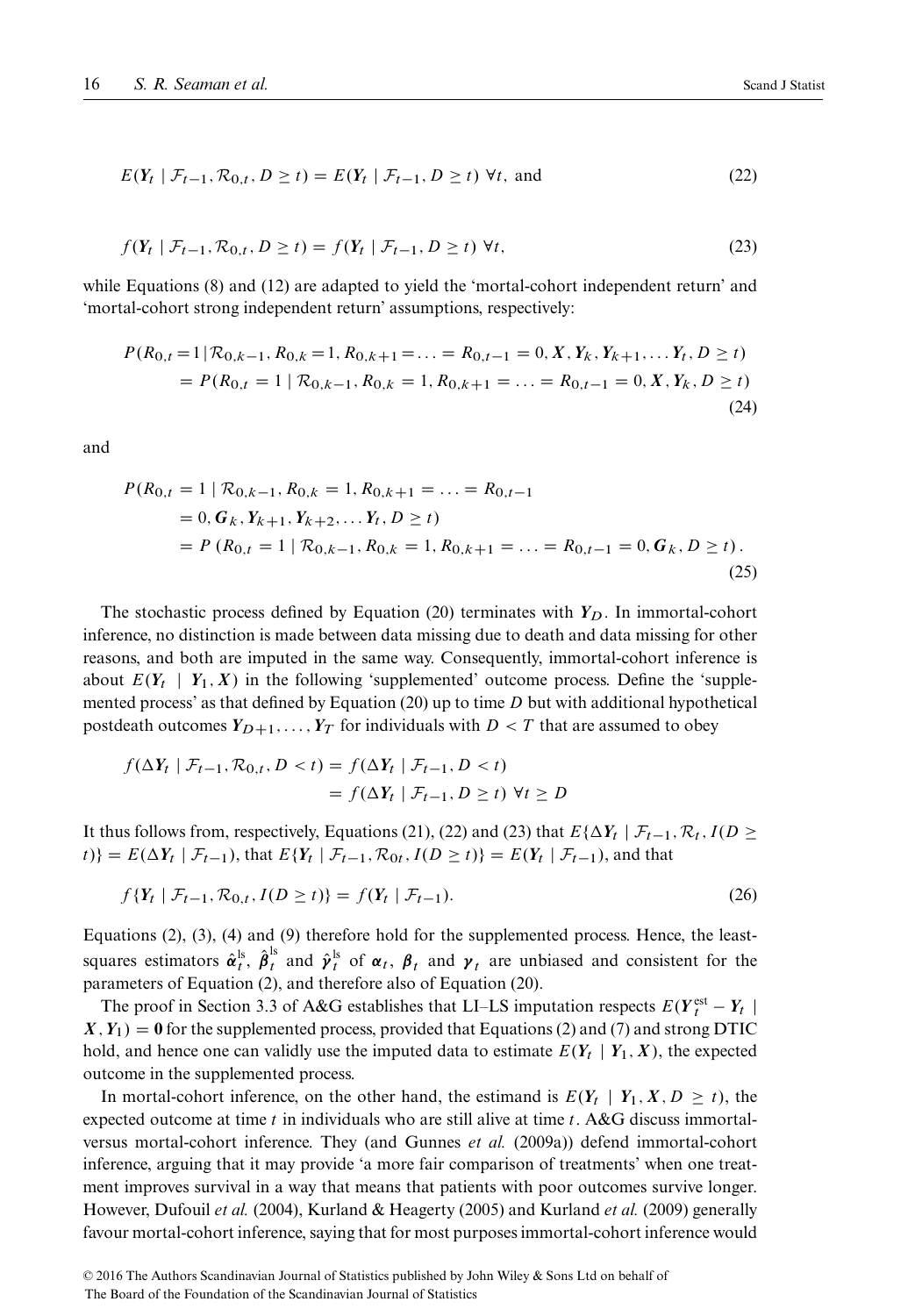$$E(\boldsymbol{Y}_t \mid \mathcal{F}_{t-1}, \mathcal{R}_{0,t}, D \geq t) = E(\boldsymbol{Y}_t \mid \mathcal{F}_{t-1}, D \geq t) \ \forall t, \text{ and} \tag{22}$$

$$f(\boldsymbol{Y}_t \mid \mathcal{F}_{t-1}, \mathcal{R}_{0,t}, D \geq t) = f(\boldsymbol{Y}_t \mid \mathcal{F}_{t-1}, D \geq t) \ \forall t, \tag{23}$$

while Equations (8) and (12) are adapted to yield the 'mortal-cohort independent return' and 'mortal-cohort strong independent return' assumptions, respectively:

$$\begin{aligned} P(R_{0,t} = 1 \mid \mathcal{R}_{0,k-1}, R_{0,k} = 1, R_{0,k+1} = \ldots = R_{0,t-1} = 0, \boldsymbol{X}, \boldsymbol{Y}_k, \boldsymbol{Y}_{k+1}, \ldots \boldsymbol{Y}_t, D \geq t) \\ = P(R_{0,t} = 1 \mid \mathcal{R}_{0,k-1}, R_{0,k} = 1, R_{0,k+1} = \ldots = R_{0,t-1} = 0, \boldsymbol{X}, \boldsymbol{Y}_k, D \geq t) \end{aligned} \tag{24}$$

and

$$\begin{aligned} P(R_{0,t} = 1 \mid \mathcal{R}_{0,k-1}, R_{0,k} = 1, R_{0,k+1} = \ldots = R_{0,t-1} \\ = 0, \boldsymbol{G}_k, \boldsymbol{Y}_{k+1}, \boldsymbol{Y}_{k+2}, \ldots \boldsymbol{Y}_t, D \geq t) \\ = P\left(R_{0,t} = 1 \mid \mathcal{R}_{0,k-1}, R_{0,k} = 1, R_{0,k+1} = \ldots = R_{0,t-1} = 0, \boldsymbol{G}_k, D \geq t\right). \end{aligned} \tag{25}$$

The stochastic process defined by Equation (20) terminates with $\boldsymbol{Y}_D$. In immortal-cohort inference, no distinction is made between data missing due to death and data missing for other reasons, and both are imputed in the same way. Consequently, immortal-cohort inference is about $E(\boldsymbol{Y}_t \mid \boldsymbol{Y}_1, \boldsymbol{X})$ in the following 'supplemented' outcome process. Define the 'supplemented process' as that defined by Equation (20) up to time $D$ but with additional hypothetical postdeath outcomes $\boldsymbol{Y}_{D+1}, \ldots, \boldsymbol{Y}_T$ for individuals with $D < T$ that are assumed to obey

$$\begin{aligned} f(\Delta \boldsymbol{Y}_t \mid \mathcal{F}_{t-1}, \mathcal{R}_{0,t}, D < t) &= f(\Delta \boldsymbol{Y}_t \mid \mathcal{F}_{t-1}, D < t) \\ &= f(\Delta \boldsymbol{Y}_t \mid \mathcal{F}_{t-1}, D \geq t) \ \forall t \geq D \end{aligned}$$

It thus follows from, respectively, Equations (21), (22) and (23) that $E\{\Delta \boldsymbol{Y}_t \mid \mathcal{F}_{t-1}, \mathcal{R}_t, I(D \geq t)\} = E(\Delta \boldsymbol{Y}_t \mid \mathcal{F}_{t-1})$, that $E\{\boldsymbol{Y}_t \mid \mathcal{F}_{t-1}, \mathcal{R}_{0t}, I(D \geq t)\} = E(\boldsymbol{Y}_t \mid \mathcal{F}_{t-1})$, and that

$$f\{\boldsymbol{Y}_t \mid \mathcal{F}_{t-1}, \mathcal{R}_{0,t}, I(D \geq t)\} = f(\boldsymbol{Y}_t \mid \mathcal{F}_{t-1}). \tag{26}$$

Equations (2), (3), (4) and (9) therefore hold for the supplemented process. Hence, the least-squares estimators $\hat{\boldsymbol{\alpha}}_t^{\text{ls}}$, $\hat{\boldsymbol{\beta}}_t^{\text{ls}}$ and $\hat{\boldsymbol{\gamma}}_t^{\text{ls}}$ of $\boldsymbol{\alpha}_t$, $\boldsymbol{\beta}_t$ and $\boldsymbol{\gamma}_t$ are unbiased and consistent for the parameters of Equation (2), and therefore also of Equation (20).

The proof in Section 3.3 of A&G establishes that LI–LS imputation respects $E(\boldsymbol{Y}_t^{\text{est}} - \boldsymbol{Y}_t \mid \boldsymbol{X}, \boldsymbol{Y}_1) = \boldsymbol{0}$ for the supplemented process, provided that Equations (2) and (7) and strong DTIC hold, and hence one can validly use the imputed data to estimate $E(\boldsymbol{Y}_t \mid \boldsymbol{Y}_1, \boldsymbol{X})$, the expected outcome in the supplemented process.

In mortal-cohort inference, on the other hand, the estimand is $E(\boldsymbol{Y}_t \mid \boldsymbol{Y}_1, \boldsymbol{X}, D \geq t)$, the expected outcome at time $t$ in individuals who are still alive at time $t$. A&G discuss immortal- versus mortal-cohort inference. They (and Gunnes *et al.* (2009a)) defend immortal-cohort inference, arguing that it may provide 'a more fair comparison of treatments' when one treatment improves survival in a way that means that patients with poor outcomes survive longer. However, Dufouil *et al.* (2004), Kurland & Heagerty (2005) and Kurland *et al.* (2009) generally favour mortal-cohort inference, saying that for most purposes immortal-cohort inference would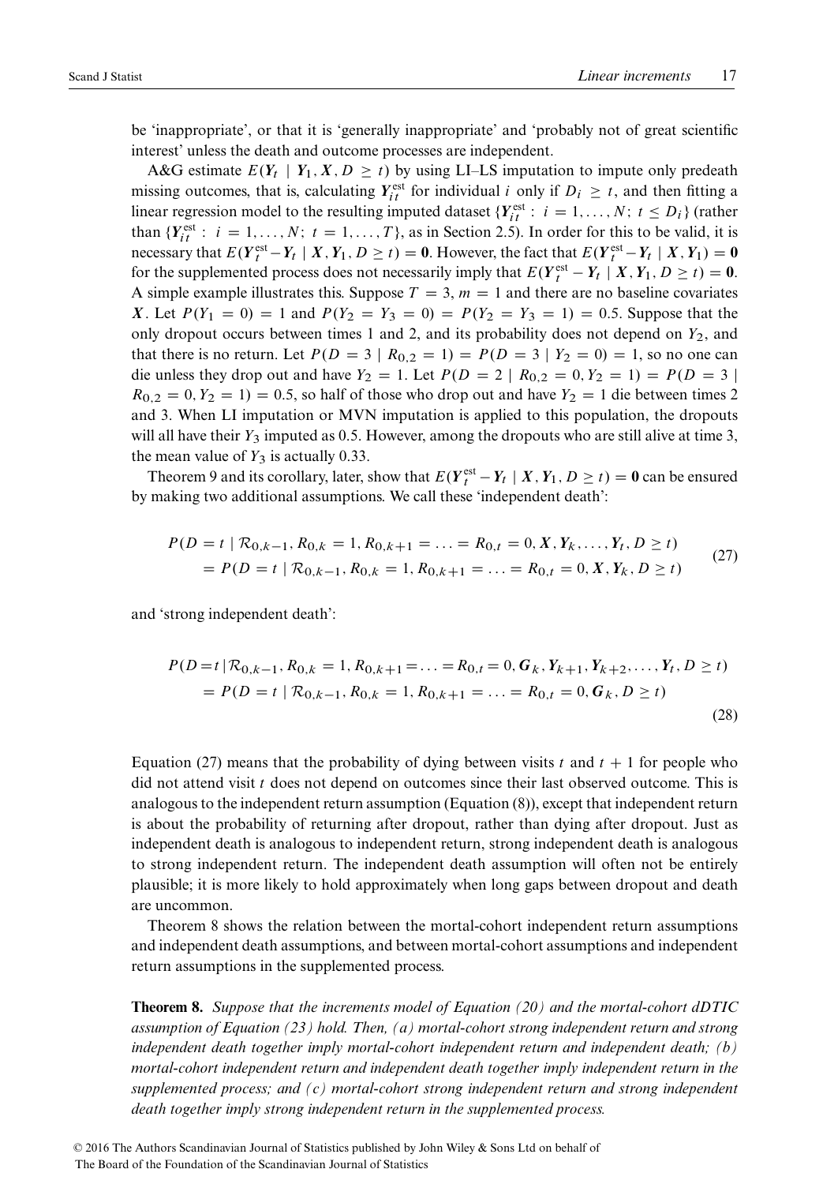be 'inappropriate', or that it is 'generally inappropriate' and 'probably not of great scientific interest' unless the death and outcome processes are independent.

A&G estimate $E(\boldsymbol{Y}_t \mid \boldsymbol{Y}_1, \boldsymbol{X}, D \geq t)$ by using LI–LS imputation to impute only predeath missing outcomes, that is, calculating $\boldsymbol{Y}_{it}^{\text{est}}$ for individual $i$ only if $D_i \geq t$, and then fitting a linear regression model to the resulting imputed dataset $\{\boldsymbol{Y}_{it}^{\text{est}} : i = 1, \ldots, N;\ t \leq D_i\}$ (rather than $\{\boldsymbol{Y}_{it}^{\text{est}} : i = 1, \ldots, N;\ t = 1, \ldots, T\}$, as in Section 2.5). In order for this to be valid, it is necessary that $E(\boldsymbol{Y}_t^{\text{est}} - \boldsymbol{Y}_t \mid \boldsymbol{X}, \boldsymbol{Y}_1, D \geq t) = \boldsymbol{0}$. However, the fact that $E(\boldsymbol{Y}_t^{\text{est}} - \boldsymbol{Y}_t \mid \boldsymbol{X}, \boldsymbol{Y}_1) = \boldsymbol{0}$ for the supplemented process does not necessarily imply that $E(\boldsymbol{Y}_t^{\text{est}} - \boldsymbol{Y}_t \mid \boldsymbol{X}, \boldsymbol{Y}_1, D \geq t) = \boldsymbol{0}$. A simple example illustrates this. Suppose $T = 3$, $m = 1$ and there are no baseline covariates $\boldsymbol{X}$. Let $P(Y_1 = 0) = 1$ and $P(Y_2 = Y_3 = 0) = P(Y_2 = Y_3 = 1) = 0.5$. Suppose that the only dropout occurs between times 1 and 2, and its probability does not depend on $Y_2$, and that there is no return. Let $P(D = 3 \mid R_{0,2} = 1) = P(D = 3 \mid Y_2 = 0) = 1$, so no one can die unless they drop out and have $Y_2 = 1$. Let $P(D = 2 \mid R_{0,2} = 0, Y_2 = 1) = P(D = 3 \mid R_{0,2} = 0, Y_2 = 1) = 0.5$, so half of those who drop out and have $Y_2 = 1$ die between times 2 and 3. When LI imputation or MVN imputation is applied to this population, the dropouts will all have their $Y_3$ imputed as 0.5. However, among the dropouts who are still alive at time 3, the mean value of $Y_3$ is actually 0.33.

Theorem 9 and its corollary, later, show that $E(\boldsymbol{Y}_t^{\text{est}} - \boldsymbol{Y}_t \mid \boldsymbol{X}, \boldsymbol{Y}_1, D \geq t) = \boldsymbol{0}$ can be ensured by making two additional assumptions. We call these 'independent death':

$$
\begin{aligned}
&P(D = t \mid \mathcal{R}_{0,k-1}, R_{0,k} = 1, R_{0,k+1} = \ldots = R_{0,t} = 0, \boldsymbol{X}, \boldsymbol{Y}_k, \ldots, \boldsymbol{Y}_t, D \geq t) \\
&\quad = P(D = t \mid \mathcal{R}_{0,k-1}, R_{0,k} = 1, R_{0,k+1} = \ldots = R_{0,t} = 0, \boldsymbol{X}, \boldsymbol{Y}_k, D \geq t)
\end{aligned} \tag{27}
$$

and 'strong independent death':

$$
\begin{aligned}
&P(D = t \mid \mathcal{R}_{0,k-1}, R_{0,k} = 1, R_{0,k+1} = \ldots = R_{0,t} = 0, \boldsymbol{G}_k, \boldsymbol{Y}_{k+1}, \boldsymbol{Y}_{k+2}, \ldots, \boldsymbol{Y}_t, D \geq t) \\
&\quad = P(D = t \mid \mathcal{R}_{0,k-1}, R_{0,k} = 1, R_{0,k+1} = \ldots = R_{0,t} = 0, \boldsymbol{G}_k, D \geq t)
\end{aligned} \tag{28}
$$

Equation (27) means that the probability of dying between visits $t$ and $t + 1$ for people who did not attend visit $t$ does not depend on outcomes since their last observed outcome. This is analogous to the independent return assumption (Equation (8)), except that independent return is about the probability of returning after dropout, rather than dying after dropout. Just as independent death is analogous to independent return, strong independent death is analogous to strong independent return. The independent death assumption will often not be entirely plausible; it is more likely to hold approximately when long gaps between dropout and death are uncommon.

Theorem 8 shows the relation between the mortal-cohort independent return assumptions and independent death assumptions, and between mortal-cohort assumptions and independent return assumptions in the supplemented process.

**Theorem 8.** *Suppose that the increments model of Equation (20) and the mortal-cohort dDTIC assumption of Equation (23) hold. Then, (a) mortal-cohort strong independent return and strong independent death together imply mortal-cohort independent return and independent death; (b) mortal-cohort independent return and independent death together imply independent return in the supplemented process; and (c) mortal-cohort strong independent return and strong independent death together imply strong independent return in the supplemented process.*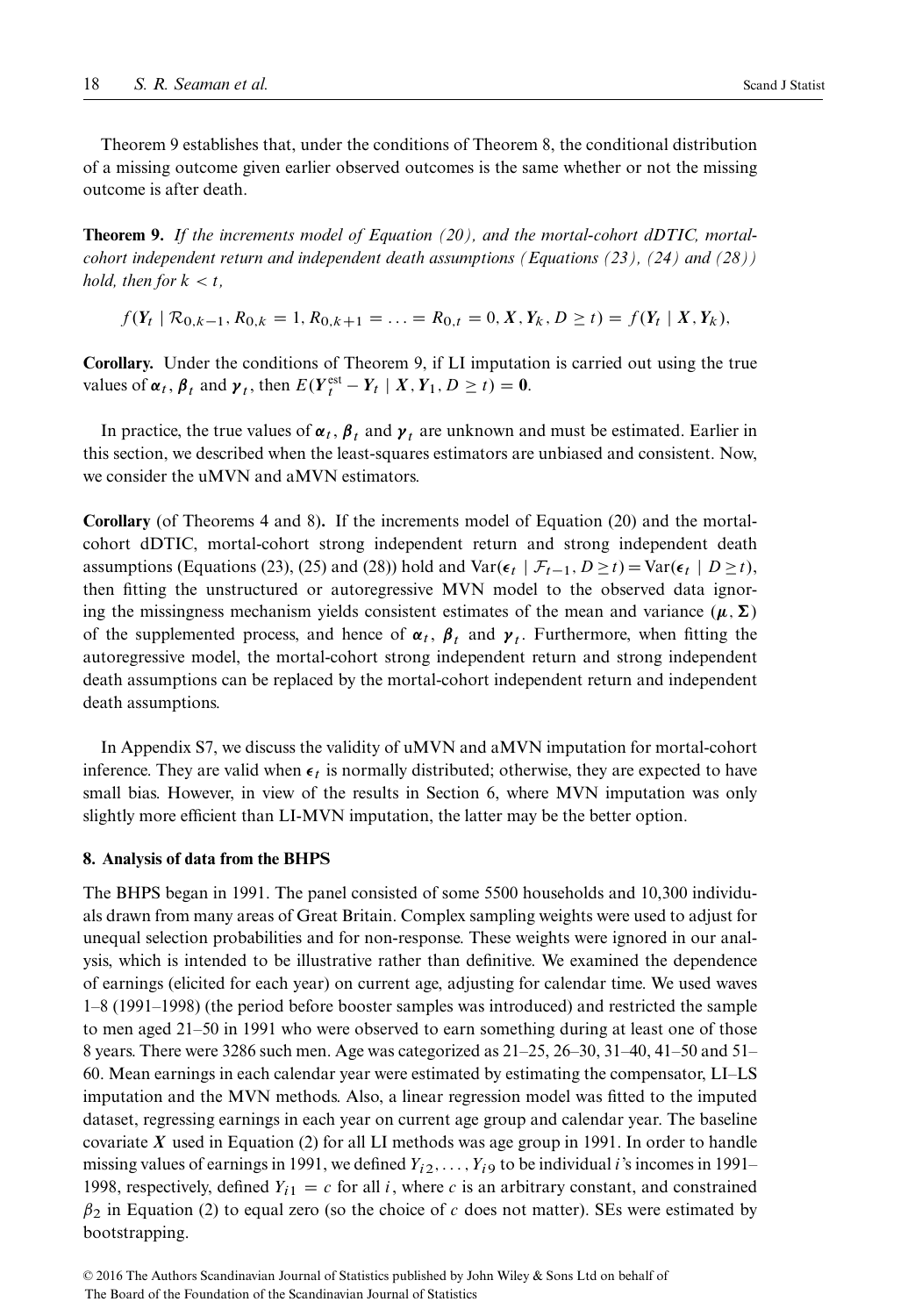Theorem 9 establishes that, under the conditions of Theorem 8, the conditional distribution of a missing outcome given earlier observed outcomes is the same whether or not the missing outcome is after death.

**Theorem 9.** *If the increments model of Equation (20), and the mortal-cohort dDTIC, mortal-cohort independent return and independent death assumptions (Equations (23), (24) and (28)) hold, then for $k < t$,*

$$f(\boldsymbol{Y}_t \mid \mathcal{R}_{0,k-1}, R_{0,k} = 1, R_{0,k+1} = \ldots = R_{0,t} = 0, \boldsymbol{X}, \boldsymbol{Y}_k, D \geq t) = f(\boldsymbol{Y}_t \mid \boldsymbol{X}, \boldsymbol{Y}_k),$$

**Corollary.** Under the conditions of Theorem 9, if LI imputation is carried out using the true values of $\boldsymbol{\alpha}_t$, $\boldsymbol{\beta}_t$ and $\boldsymbol{\gamma}_t$, then $E(\boldsymbol{Y}_t^{\text{est}} - \boldsymbol{Y}_t \mid \boldsymbol{X}, \boldsymbol{Y}_1, D \geq t) = \boldsymbol{0}$.

In practice, the true values of $\boldsymbol{\alpha}_t$, $\boldsymbol{\beta}_t$ and $\boldsymbol{\gamma}_t$ are unknown and must be estimated. Earlier in this section, we described when the least-squares estimators are unbiased and consistent. Now, we consider the uMVN and aMVN estimators.

**Corollary** (of Theorems 4 and 8)**.** If the increments model of Equation (20) and the mortal-cohort dDTIC, mortal-cohort strong independent return and strong independent death assumptions (Equations (23), (25) and (28)) hold and $\text{Var}(\boldsymbol{\epsilon}_t \mid \mathcal{F}_{t-1}, D \geq t) = \text{Var}(\boldsymbol{\epsilon}_t \mid D \geq t)$, then fitting the unstructured or autoregressive MVN model to the observed data ignoring the missingness mechanism yields consistent estimates of the mean and variance $(\boldsymbol{\mu}, \boldsymbol{\Sigma})$ of the supplemented process, and hence of $\boldsymbol{\alpha}_t$, $\boldsymbol{\beta}_t$ and $\boldsymbol{\gamma}_t$. Furthermore, when fitting the autoregressive model, the mortal-cohort strong independent return and strong independent death assumptions can be replaced by the mortal-cohort independent return and independent death assumptions.

In Appendix S7, we discuss the validity of uMVN and aMVN imputation for mortal-cohort inference. They are valid when $\boldsymbol{\epsilon}_t$ is normally distributed; otherwise, they are expected to have small bias. However, in view of the results in Section 6, where MVN imputation was only slightly more efficient than LI-MVN imputation, the latter may be the better option.

## 8. Analysis of data from the BHPS

The BHPS began in 1991. The panel consisted of some 5500 households and 10,300 individuals drawn from many areas of Great Britain. Complex sampling weights were used to adjust for unequal selection probabilities and for non-response. These weights were ignored in our analysis, which is intended to be illustrative rather than definitive. We examined the dependence of earnings (elicited for each year) on current age, adjusting for calendar time. We used waves 1–8 (1991–1998) (the period before booster samples was introduced) and restricted the sample to men aged 21–50 in 1991 who were observed to earn something during at least one of those 8 years. There were 3286 such men. Age was categorized as 21–25, 26–30, 31–40, 41–50 and 51–60. Mean earnings in each calendar year were estimated by estimating the compensator, LI–LS imputation and the MVN methods. Also, a linear regression model was fitted to the imputed dataset, regressing earnings in each year on current age group and calendar year. The baseline covariate $\boldsymbol{X}$ used in Equation (2) for all LI methods was age group in 1991. In order to handle missing values of earnings in 1991, we defined $Y_{i2}, \ldots, Y_{i9}$ to be individual $i$'s incomes in 1991–1998, respectively, defined $Y_{i1} = c$ for all $i$, where $c$ is an arbitrary constant, and constrained $\beta_2$ in Equation (2) to equal zero (so the choice of $c$ does not matter). SEs were estimated by bootstrapping.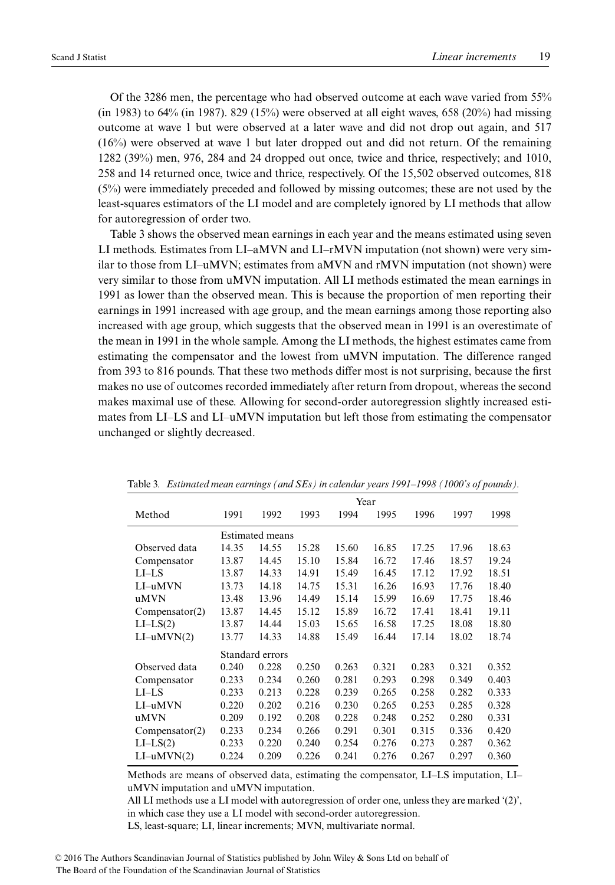Of the 3286 men, the percentage who had observed outcome at each wave varied from 55% (in 1983) to 64% (in 1987). 829 (15%) were observed at all eight waves, 658 (20%) had missing outcome at wave 1 but were observed at a later wave and did not drop out again, and 517 (16%) were observed at wave 1 but later dropped out and did not return. Of the remaining 1282 (39%) men, 976, 284 and 24 dropped out once, twice and thrice, respectively; and 1010, 258 and 14 returned once, twice and thrice, respectively. Of the 15,502 observed outcomes, 818 (5%) were immediately preceded and followed by missing outcomes; these are not used by the least-squares estimators of the LI model and are completely ignored by LI methods that allow for autoregression of order two.

Table 3 shows the observed mean earnings in each year and the means estimated using seven LI methods. Estimates from LI–aMVN and LI–rMVN imputation (not shown) were very similar to those from LI–uMVN; estimates from aMVN and rMVN imputation (not shown) were very similar to those from uMVN imputation. All LI methods estimated the mean earnings in 1991 as lower than the observed mean. This is because the proportion of men reporting their earnings in 1991 increased with age group, and the mean earnings among those reporting also increased with age group, which suggests that the observed mean in 1991 is an overestimate of the mean in 1991 in the whole sample. Among the LI methods, the highest estimates came from estimating the compensator and the lowest from uMVN imputation. The difference ranged from 393 to 816 pounds. That these two methods differ most is not surprising, because the first makes no use of outcomes recorded immediately after return from dropout, whereas the second makes maximal use of these. Allowing for second-order autoregression slightly increased estimates from LI–LS and LI–uMVN imputation but left those from estimating the compensator unchanged or slightly decreased.

Table 3. *Estimated mean earnings (and SEs) in calendar years 1991–1998 (1000's of pounds).*

| Method | Year | | | | | | | |
|---|---|---|---|---|---|---|---|---|
| | 1991 | 1992 | 1993 | 1994 | 1995 | 1996 | 1997 | 1998 |
| | Estimated means | | | | | | | |
| Observed data | 14.35 | 14.55 | 15.28 | 15.60 | 16.85 | 17.25 | 17.96 | 18.63 |
| Compensator | 13.87 | 14.45 | 15.10 | 15.84 | 16.72 | 17.46 | 18.57 | 19.24 |
| LI–LS | 13.87 | 14.33 | 14.91 | 15.49 | 16.45 | 17.12 | 17.92 | 18.51 |
| LI–uMVN | 13.73 | 14.18 | 14.75 | 15.31 | 16.26 | 16.93 | 17.76 | 18.40 |
| uMVN | 13.48 | 13.96 | 14.49 | 15.14 | 15.99 | 16.69 | 17.75 | 18.46 |
| Compensator(2) | 13.87 | 14.45 | 15.12 | 15.89 | 16.72 | 17.41 | 18.41 | 19.11 |
| LI–LS(2) | 13.87 | 14.44 | 15.03 | 15.65 | 16.58 | 17.25 | 18.08 | 18.80 |
| LI–uMVN(2) | 13.77 | 14.33 | 14.88 | 15.49 | 16.44 | 17.14 | 18.02 | 18.74 |
| | Standard errors | | | | | | | |
| Observed data | 0.240 | 0.228 | 0.250 | 0.263 | 0.321 | 0.283 | 0.321 | 0.352 |
| Compensator | 0.233 | 0.234 | 0.260 | 0.281 | 0.293 | 0.298 | 0.349 | 0.403 |
| LI–LS | 0.233 | 0.213 | 0.228 | 0.239 | 0.265 | 0.258 | 0.282 | 0.333 |
| LI–uMVN | 0.220 | 0.202 | 0.216 | 0.230 | 0.265 | 0.253 | 0.285 | 0.328 |
| uMVN | 0.209 | 0.192 | 0.208 | 0.228 | 0.248 | 0.252 | 0.280 | 0.331 |
| Compensator(2) | 0.233 | 0.234 | 0.266 | 0.291 | 0.301 | 0.315 | 0.336 | 0.420 |
| LI–LS(2) | 0.233 | 0.220 | 0.240 | 0.254 | 0.276 | 0.273 | 0.287 | 0.362 |
| LI–uMVN(2) | 0.224 | 0.209 | 0.226 | 0.241 | 0.276 | 0.267 | 0.297 | 0.360 |

Methods are means of observed data, estimating the compensator, LI–LS imputation, LI–uMVN imputation and uMVN imputation.

All LI methods use a LI model with autoregression of order one, unless they are marked '(2)', in which case they use a LI model with second-order autoregression.

LS, least-square; LI, linear increments; MVN, multivariate normal.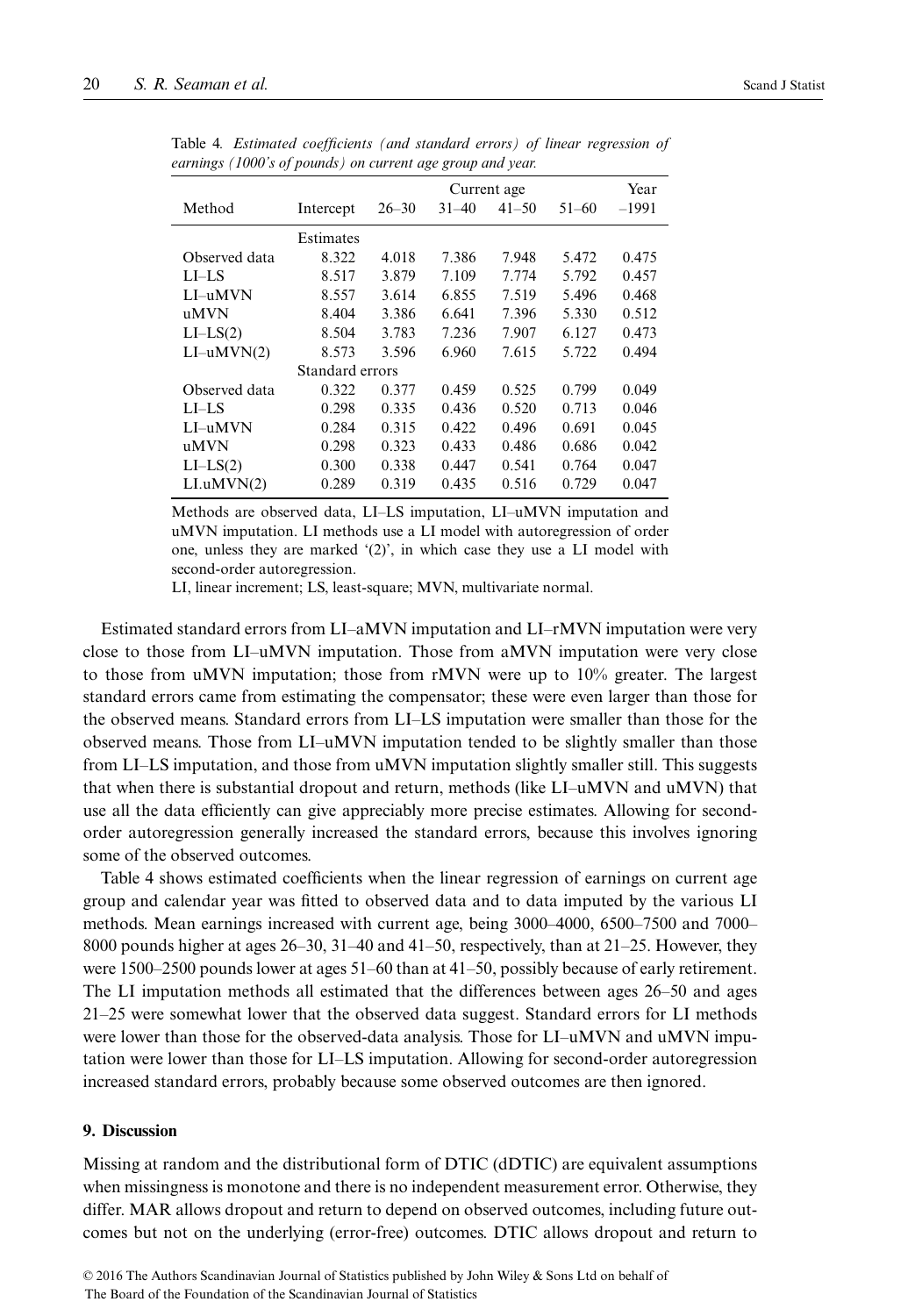Table 4. *Estimated coefficients (and standard errors) of linear regression of earnings (1000's of pounds) on current age group and year.*

| Method | Intercept | Current age | | | | Year |
|---|---|---|---|---|---|---|
| | | 26–30 | 31–40 | 41–50 | 51–60 | –1991 |
| | Estimates | | | | | |
| Observed data | 8.322 | 4.018 | 7.386 | 7.948 | 5.472 | 0.475 |
| LI–LS | 8.517 | 3.879 | 7.109 | 7.774 | 5.792 | 0.457 |
| LI–uMVN | 8.557 | 3.614 | 6.855 | 7.519 | 5.496 | 0.468 |
| uMVN | 8.404 | 3.386 | 6.641 | 7.396 | 5.330 | 0.512 |
| LI–LS(2) | 8.504 | 3.783 | 7.236 | 7.907 | 6.127 | 0.473 |
| LI–uMVN(2) | 8.573 | 3.596 | 6.960 | 7.615 | 5.722 | 0.494 |
| | Standard errors | | | | | |
| Observed data | 0.322 | 0.377 | 0.459 | 0.525 | 0.799 | 0.049 |
| LI–LS | 0.298 | 0.335 | 0.436 | 0.520 | 0.713 | 0.046 |
| LI–uMVN | 0.284 | 0.315 | 0.422 | 0.496 | 0.691 | 0.045 |
| uMVN | 0.298 | 0.323 | 0.433 | 0.486 | 0.686 | 0.042 |
| LI–LS(2) | 0.300 | 0.338 | 0.447 | 0.541 | 0.764 | 0.047 |
| LI.uMVN(2) | 0.289 | 0.319 | 0.435 | 0.516 | 0.729 | 0.047 |

Methods are observed data, LI–LS imputation, LI–uMVN imputation and uMVN imputation. LI methods use a LI model with autoregression of order one, unless they are marked '(2)', in which case they use a LI model with second-order autoregression.

LI, linear increment; LS, least-square; MVN, multivariate normal.

Estimated standard errors from LI–aMVN imputation and LI–rMVN imputation were very close to those from LI–uMVN imputation. Those from aMVN imputation were very close to those from uMVN imputation; those from rMVN were up to 10% greater. The largest standard errors came from estimating the compensator; these were even larger than those for the observed means. Standard errors from LI–LS imputation were smaller than those for the observed means. Those from LI–uMVN imputation tended to be slightly smaller than those from LI–LS imputation, and those from uMVN imputation slightly smaller still. This suggests that when there is substantial dropout and return, methods (like LI–uMVN and uMVN) that use all the data efficiently can give appreciably more precise estimates. Allowing for second-order autoregression generally increased the standard errors, because this involves ignoring some of the observed outcomes.

Table 4 shows estimated coefficients when the linear regression of earnings on current age group and calendar year was fitted to observed data and to data imputed by the various LI methods. Mean earnings increased with current age, being 3000–4000, 6500–7500 and 7000–8000 pounds higher at ages 26–30, 31–40 and 41–50, respectively, than at 21–25. However, they were 1500–2500 pounds lower at ages 51–60 than at 41–50, possibly because of early retirement. The LI imputation methods all estimated that the differences between ages 26–50 and ages 21–25 were somewhat lower that the observed data suggest. Standard errors for LI methods were lower than those for the observed-data analysis. Those for LI–uMVN and uMVN imputation were lower than those for LI–LS imputation. Allowing for second-order autoregression increased standard errors, probably because some observed outcomes are then ignored.

## 9. Discussion

Missing at random and the distributional form of DTIC (dDTIC) are equivalent assumptions when missingness is monotone and there is no independent measurement error. Otherwise, they differ. MAR allows dropout and return to depend on observed outcomes, including future outcomes but not on the underlying (error-free) outcomes. DTIC allows dropout and return to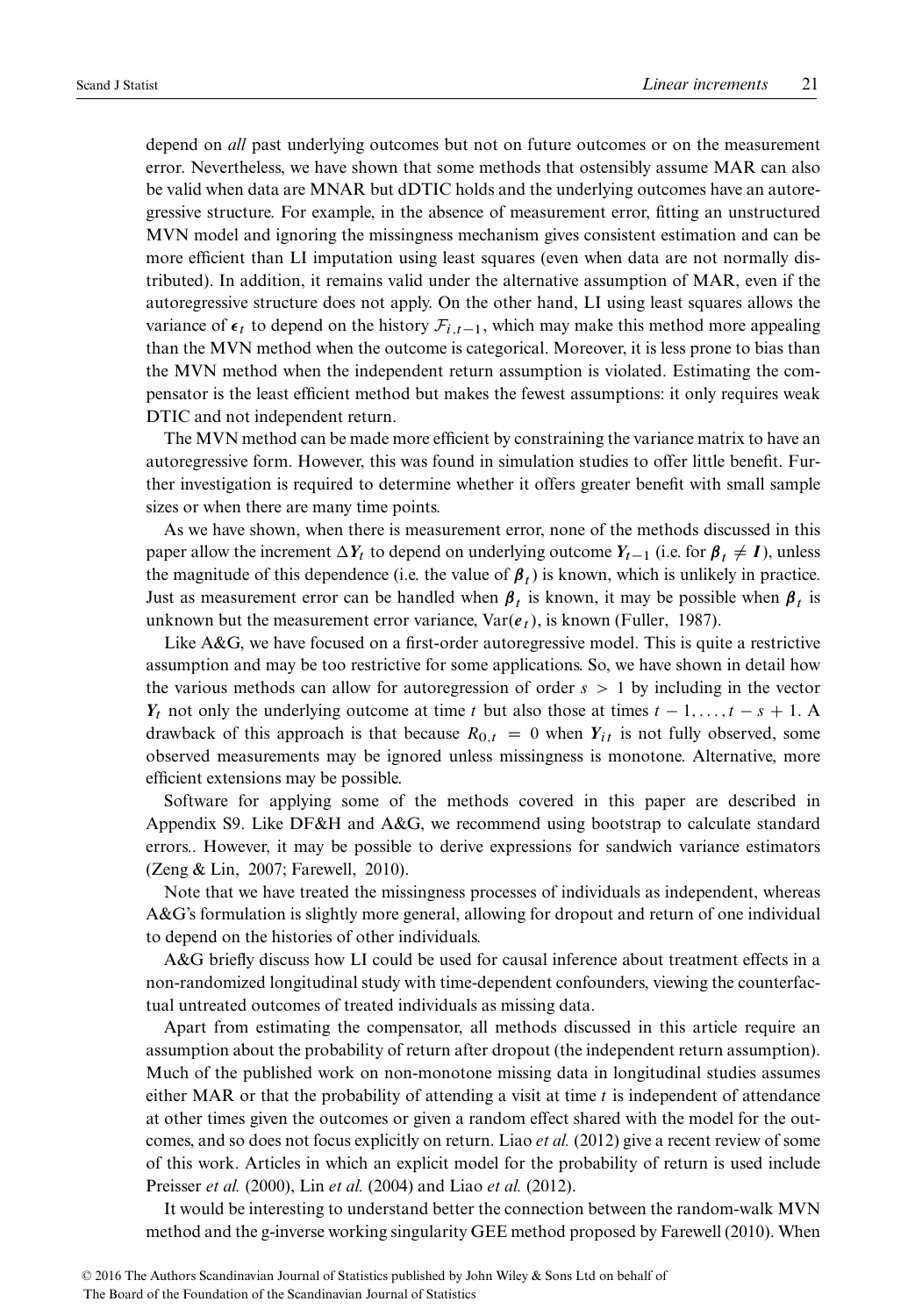depend on *all* past underlying outcomes but not on future outcomes or on the measurement error. Nevertheless, we have shown that some methods that ostensibly assume MAR can also be valid when data are MNAR but dDTIC holds and the underlying outcomes have an autoregressive structure. For example, in the absence of measurement error, fitting an unstructured MVN model and ignoring the missingness mechanism gives consistent estimation and can be more efficient than LI imputation using least squares (even when data are not normally distributed). In addition, it remains valid under the alternative assumption of MAR, even if the autoregressive structure does not apply. On the other hand, LI using least squares allows the variance of $\boldsymbol{\epsilon}_t$ to depend on the history $\mathcal{F}_{i,t-1}$, which may make this method more appealing than the MVN method when the outcome is categorical. Moreover, it is less prone to bias than the MVN method when the independent return assumption is violated. Estimating the compensator is the least efficient method but makes the fewest assumptions: it only requires weak DTIC and not independent return.

The MVN method can be made more efficient by constraining the variance matrix to have an autoregressive form. However, this was found in simulation studies to offer little benefit. Further investigation is required to determine whether it offers greater benefit with small sample sizes or when there are many time points.

As we have shown, when there is measurement error, none of the methods discussed in this paper allow the increment $\Delta \boldsymbol{Y}_t$ to depend on underlying outcome $\boldsymbol{Y}_{t-1}$ (i.e. for $\boldsymbol{\beta}_t \neq \boldsymbol{I}$), unless the magnitude of this dependence (i.e. the value of $\boldsymbol{\beta}_t$) is known, which is unlikely in practice. Just as measurement error can be handled when $\boldsymbol{\beta}_t$ is known, it may be possible when $\boldsymbol{\beta}_t$ is unknown but the measurement error variance, $\text{Var}(\boldsymbol{e}_t)$, is known (Fuller, 1987).

Like A&G, we have focused on a first-order autoregressive model. This is quite a restrictive assumption and may be too restrictive for some applications. So, we have shown in detail how the various methods can allow for autoregression of order $s > 1$ by including in the vector $\boldsymbol{Y}_t$ not only the underlying outcome at time $t$ but also those at times $t-1, \ldots, t-s+1$. A drawback of this approach is that because $R_{0,t} = 0$ when $\boldsymbol{Y}_{it}$ is not fully observed, some observed measurements may be ignored unless missingness is monotone. Alternative, more efficient extensions may be possible.

Software for applying some of the methods covered in this paper are described in Appendix S9. Like DF&H and A&G, we recommend using bootstrap to calculate standard errors.. However, it may be possible to derive expressions for sandwich variance estimators (Zeng & Lin, 2007; Farewell, 2010).

Note that we have treated the missingness processes of individuals as independent, whereas A&G's formulation is slightly more general, allowing for dropout and return of one individual to depend on the histories of other individuals.

A&G briefly discuss how LI could be used for causal inference about treatment effects in a non-randomized longitudinal study with time-dependent confounders, viewing the counterfactual untreated outcomes of treated individuals as missing data.

Apart from estimating the compensator, all methods discussed in this article require an assumption about the probability of return after dropout (the independent return assumption). Much of the published work on non-monotone missing data in longitudinal studies assumes either MAR or that the probability of attending a visit at time $t$ is independent of attendance at other times given the outcomes or given a random effect shared with the model for the outcomes, and so does not focus explicitly on return. Liao *et al.* (2012) give a recent review of some of this work. Articles in which an explicit model for the probability of return is used include Preisser *et al.* (2000), Lin *et al.* (2004) and Liao *et al.* (2012).

It would be interesting to understand better the connection between the random-walk MVN method and the g-inverse working singularity GEE method proposed by Farewell (2010). When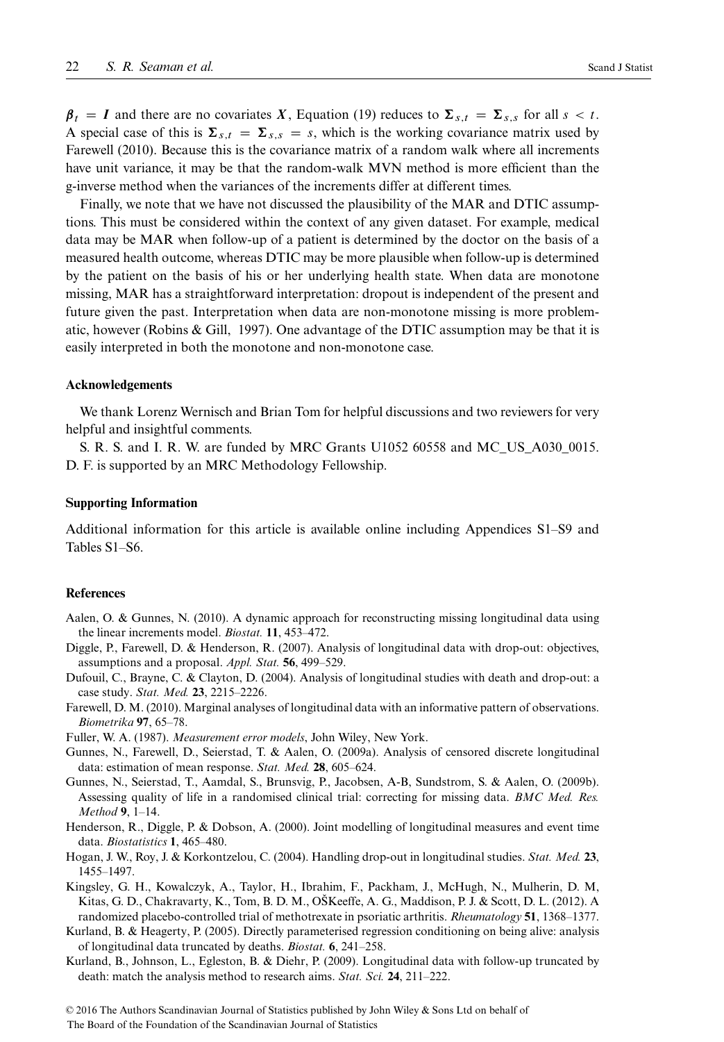$\boldsymbol{\beta}_t = \boldsymbol{I}$ and there are no covariates $\boldsymbol{X}$, Equation (19) reduces to $\boldsymbol{\Sigma}_{s,t} = \boldsymbol{\Sigma}_{s,s}$ for all $s < t$. A special case of this is $\boldsymbol{\Sigma}_{s,t} = \boldsymbol{\Sigma}_{s,s} = s$, which is the working covariance matrix used by Farewell (2010). Because this is the covariance matrix of a random walk where all increments have unit variance, it may be that the random-walk MVN method is more efficient than the g-inverse method when the variances of the increments differ at different times.

Finally, we note that we have not discussed the plausibility of the MAR and DTIC assumptions. This must be considered within the context of any given dataset. For example, medical data may be MAR when follow-up of a patient is determined by the doctor on the basis of a measured health outcome, whereas DTIC may be more plausible when follow-up is determined by the patient on the basis of his or her underlying health state. When data are monotone missing, MAR has a straightforward interpretation: dropout is independent of the present and future given the past. Interpretation when data are non-monotone missing is more problematic, however (Robins & Gill, 1997). One advantage of the DTIC assumption may be that it is easily interpreted in both the monotone and non-monotone case.

## Acknowledgements

We thank Lorenz Wernisch and Brian Tom for helpful discussions and two reviewers for very helpful and insightful comments.

S. R. S. and I. R. W. are funded by MRC Grants U1052 60558 and MC_US_A030_0015. D. F. is supported by an MRC Methodology Fellowship.

## Supporting Information

Additional information for this article is available online including Appendices S1–S9 and Tables S1–S6.

## References

Aalen, O. & Gunnes, N. (2010). A dynamic approach for reconstructing missing longitudinal data using the linear increments model. *Biostat.* **11**, 453–472.

Diggle, P., Farewell, D. & Henderson, R. (2007). Analysis of longitudinal data with drop-out: objectives, assumptions and a proposal. *Appl. Stat.* **56**, 499–529.

Dufouil, C., Brayne, C. & Clayton, D. (2004). Analysis of longitudinal studies with death and drop-out: a case study. *Stat. Med.* **23**, 2215–2226.

Farewell, D. M. (2010). Marginal analyses of longitudinal data with an informative pattern of observations. *Biometrika* **97**, 65–78.

Fuller, W. A. (1987). *Measurement error models*, John Wiley, New York.

Gunnes, N., Farewell, D., Seierstad, T. & Aalen, O. (2009a). Analysis of censored discrete longitudinal data: estimation of mean response. *Stat. Med.* **28**, 605–624.

Gunnes, N., Seierstad, T., Aamdal, S., Brunsvig, P., Jacobsen, A-B, Sundstrom, S. & Aalen, O. (2009b). Assessing quality of life in a randomised clinical trial: correcting for missing data. *BMC Med. Res. Method* **9**, 1–14.

Henderson, R., Diggle, P. & Dobson, A. (2000). Joint modelling of longitudinal measures and event time data. *Biostatistics* **1**, 465–480.

Hogan, J. W., Roy, J. & Korkontzelou, C. (2004). Handling drop-out in longitudinal studies. *Stat. Med.* **23**, 1455–1497.

Kingsley, G. H., Kowalczyk, A., Taylor, H., Ibrahim, F., Packham, J., McHugh, N., Mulherin, D. M, Kitas, G. D., Chakravarty, K., Tom, B. D. M., OŠKeeffe, A. G., Maddison, P. J. & Scott, D. L. (2012). A randomized placebo-controlled trial of methotrexate in psoriatic arthritis. *Rheumatology* **51**, 1368–1377.

Kurland, B. & Heagerty, P. (2005). Directly parameterised regression conditioning on being alive: analysis of longitudinal data truncated by deaths. *Biostat.* **6**, 241–258.

Kurland, B., Johnson, L., Egleston, B. & Diehr, P. (2009). Longitudinal data with follow-up truncated by death: match the analysis method to research aims. *Stat. Sci.* **24**, 211–222.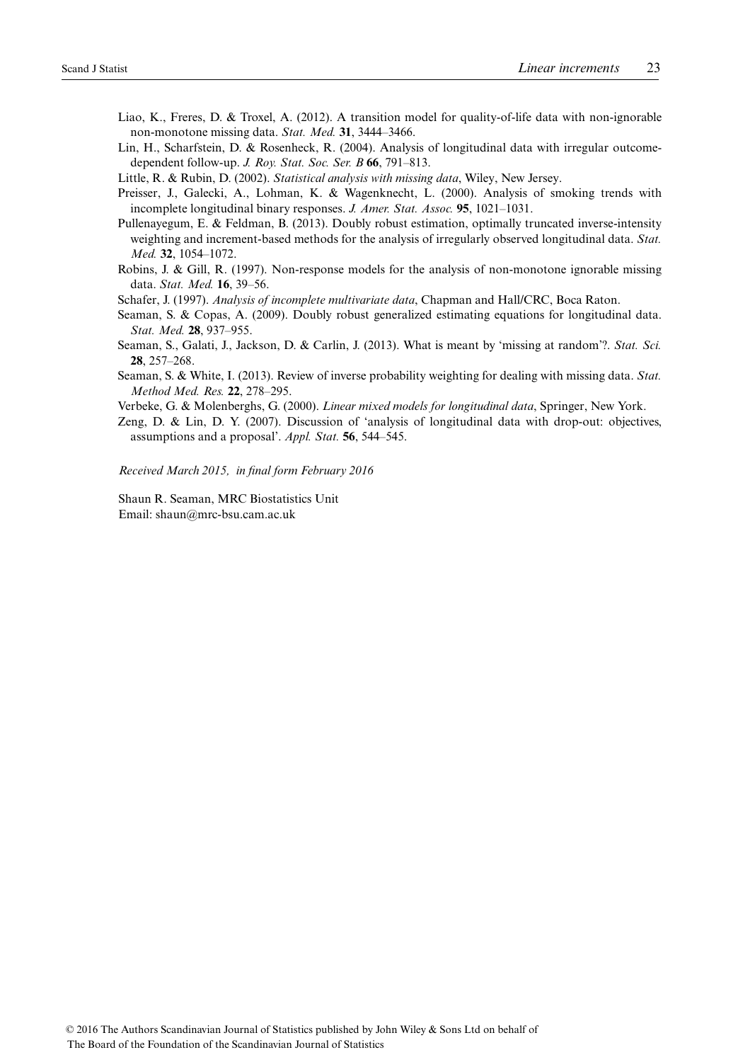Liao, K., Freres, D. & Troxel, A. (2012). A transition model for quality-of-life data with non-ignorable non-monotone missing data. *Stat. Med.* **31**, 3444–3466.

Lin, H., Scharfstein, D. & Rosenheck, R. (2004). Analysis of longitudinal data with irregular outcome-dependent follow-up. *J. Roy. Stat. Soc. Ser. B* **66**, 791–813.

Little, R. & Rubin, D. (2002). *Statistical analysis with missing data*, Wiley, New Jersey.

Preisser, J., Galecki, A., Lohman, K. & Wagenknecht, L. (2000). Analysis of smoking trends with incomplete longitudinal binary responses. *J. Amer. Stat. Assoc.* **95**, 1021–1031.

Pullenayegum, E. & Feldman, B. (2013). Doubly robust estimation, optimally truncated inverse-intensity weighting and increment-based methods for the analysis of irregularly observed longitudinal data. *Stat. Med.* **32**, 1054–1072.

Robins, J. & Gill, R. (1997). Non-response models for the analysis of non-monotone ignorable missing data. *Stat. Med.* **16**, 39–56.

Schafer, J. (1997). *Analysis of incomplete multivariate data*, Chapman and Hall/CRC, Boca Raton.

Seaman, S. & Copas, A. (2009). Doubly robust generalized estimating equations for longitudinal data. *Stat. Med.* **28**, 937–955.

Seaman, S., Galati, J., Jackson, D. & Carlin, J. (2013). What is meant by 'missing at random'?. *Stat. Sci.* **28**, 257–268.

Seaman, S. & White, I. (2013). Review of inverse probability weighting for dealing with missing data. *Stat. Method Med. Res.* **22**, 278–295.

Verbeke, G. & Molenberghs, G. (2000). *Linear mixed models for longitudinal data*, Springer, New York.

Zeng, D. & Lin, D. Y. (2007). Discussion of 'analysis of longitudinal data with drop-out: objectives, assumptions and a proposal'. *Appl. Stat.* **56**, 544–545.

*Received March 2015, in final form February 2016*

Shaun R. Seaman, MRC Biostatistics Unit
Email: shaun@mrc-bsu.cam.ac.uk